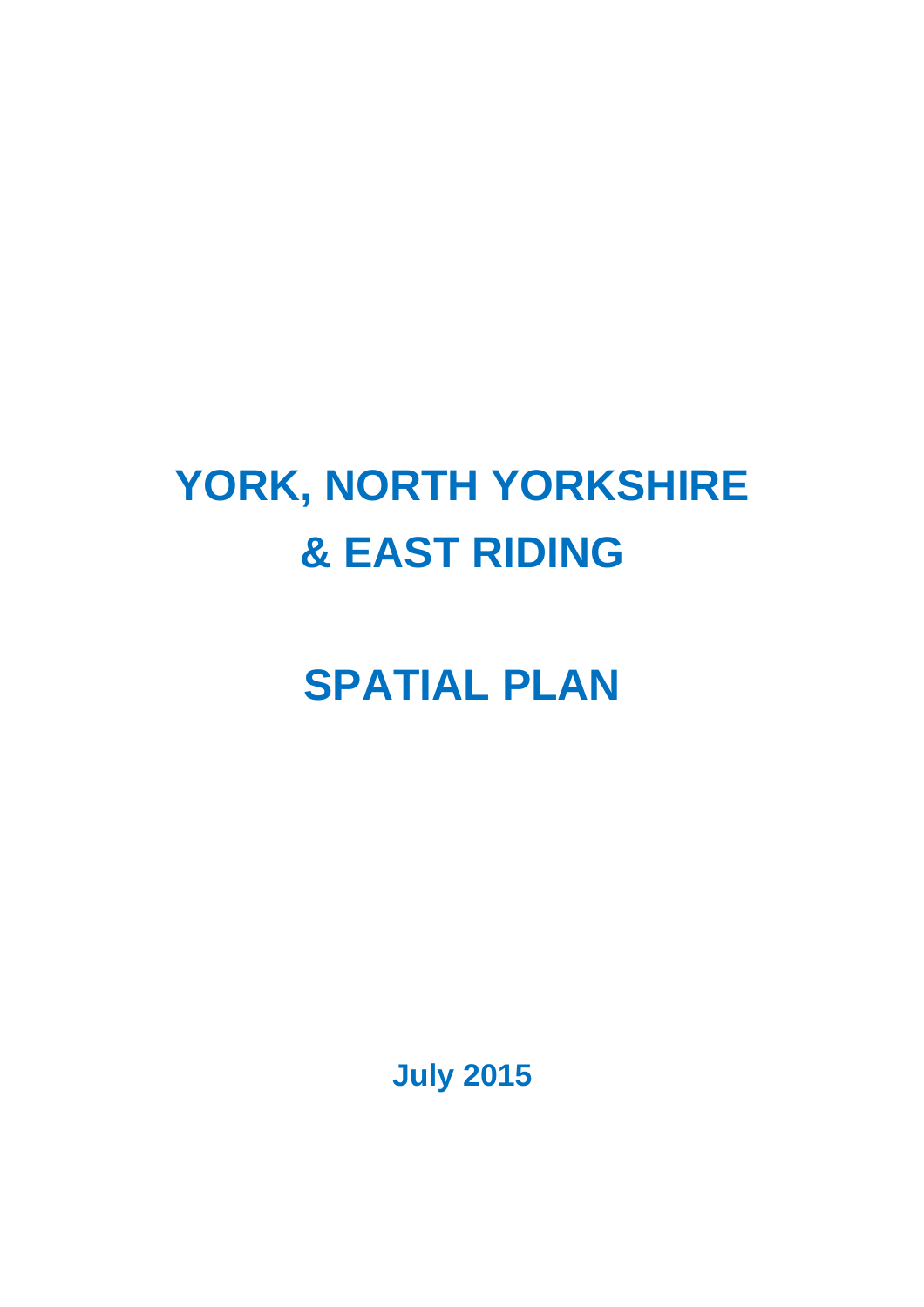# YORK, NORTH YORKSHIRE & EAST RIDING

# SPATIAL PLAN

**July 2015**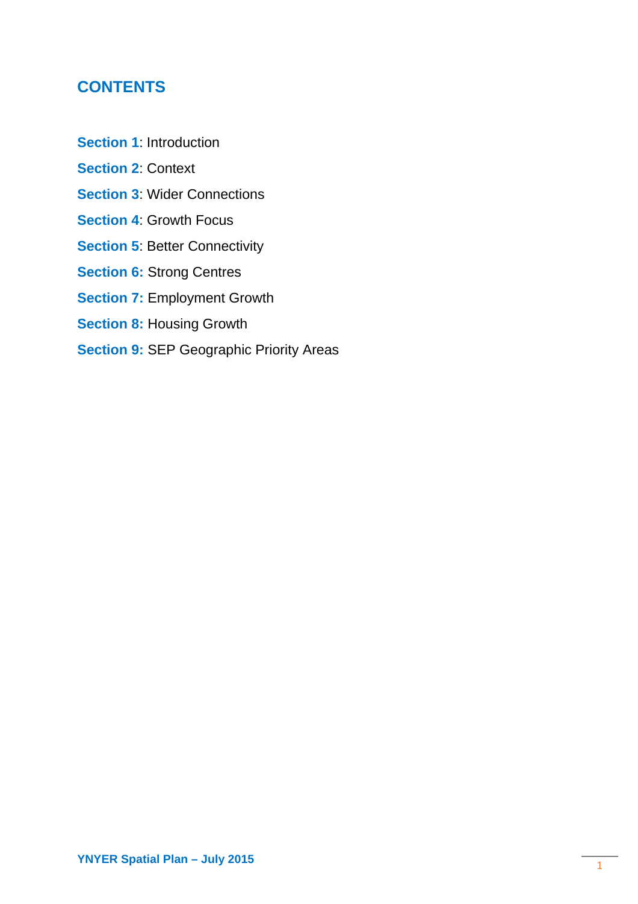## CONTENTS

**Section 1**: Introduction

**Section 2**: Context

**Section 3**: Wider Connections

**Section 4**: Growth Focus

**Section 5**: Better Connectivity

**Section 6:** Strong Centres

**Section 7:** Employment Growth

**Section 8:** Housing Growth

**Section 9:** SEP Geographic Priority Areas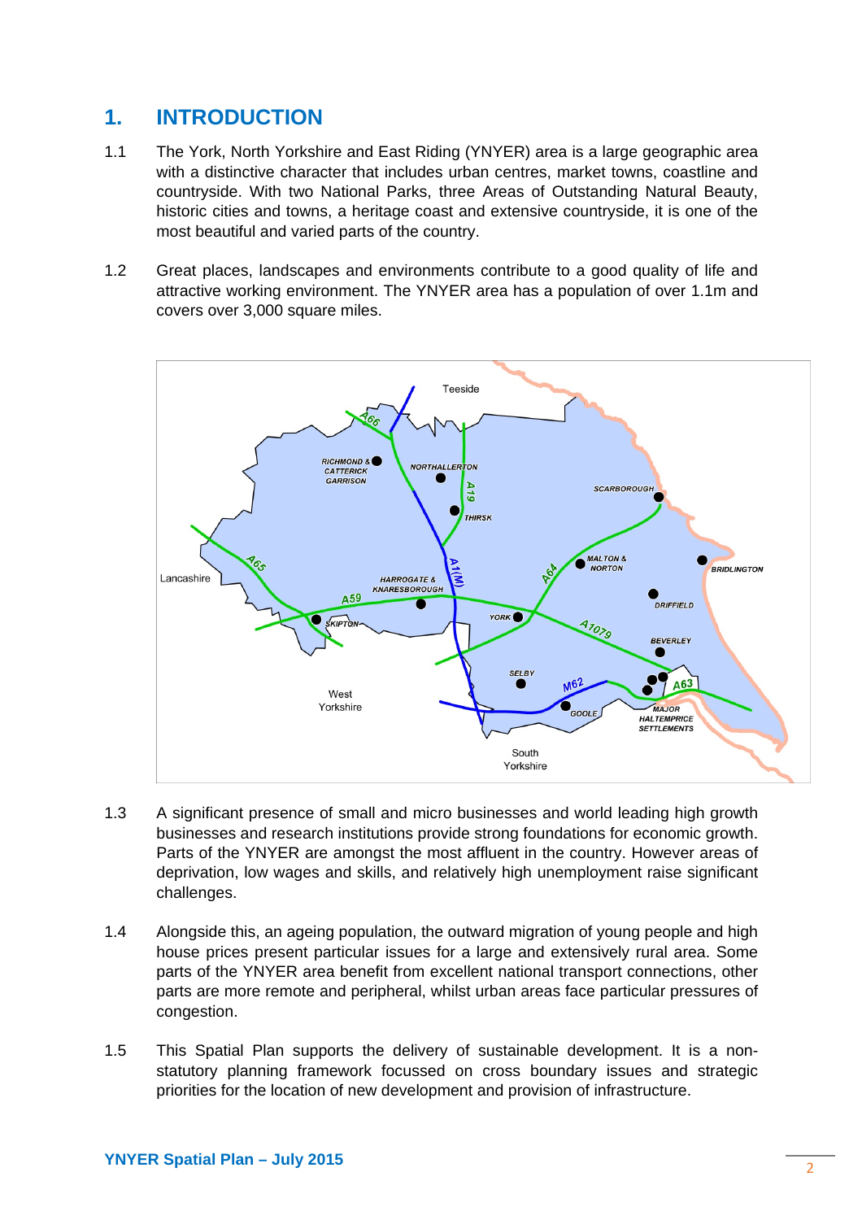## 1. INTRODUCTION

1.1 The York, North Yorkshire and East Riding (YNYER) area is a large geographic area with a distinctive character that includes urban centres, market towns, coastline and countryside. With two National Parks, three Areas of Outstanding Natural Beauty, historic cities and towns, a heritage coast and extensive countryside, it is one of the most beautiful and varied parts of the country.

1.2 Great places, landscapes and environments contribute to a good quality of life and attractive working environment. The YNYER area has a population of over 1.1m and covers over 3,000 square miles.

1.3 A significant presence of small and micro businesses and world leading high growth businesses and research institutions provide strong foundations for economic growth. Parts of the YNYER are amongst the most affluent in the country. However areas of deprivation, low wages and skills, and relatively high unemployment raise significant challenges.

1.4 Alongside this, an ageing population, the outward migration of young people and high house prices present particular issues for a large and extensively rural area. Some parts of the YNYER area benefit from excellent national transport connections, other parts are more remote and peripheral, whilst urban areas face particular pressures of congestion.

1.5 This Spatial Plan supports the delivery of sustainable development. It is a non-statutory planning framework focussed on cross boundary issues and strategic priorities for the location of new development and provision of infrastructure.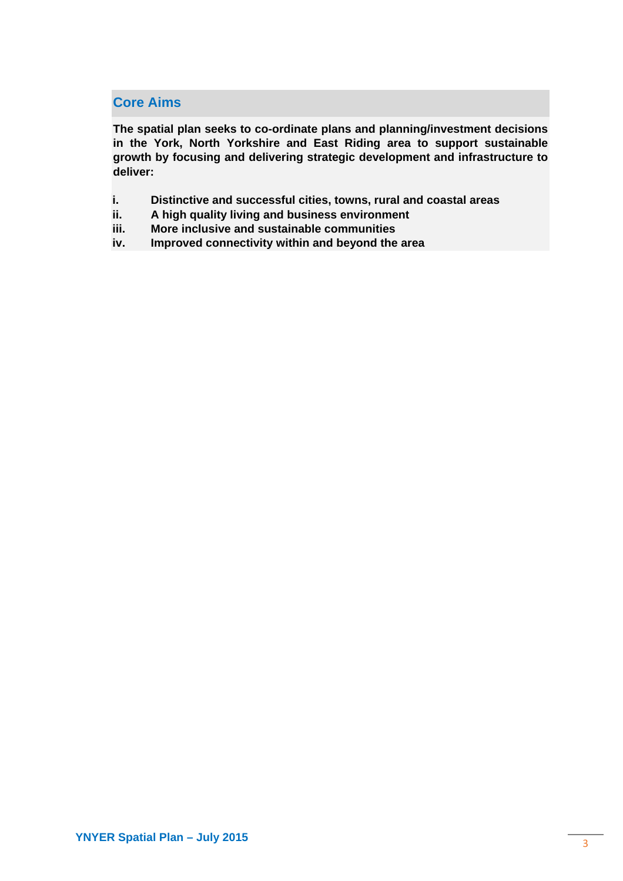## Core Aims

**The spatial plan seeks to co-ordinate plans and planning/investment decisions in the York, North Yorkshire and East Riding area to support sustainable growth by focusing and delivering strategic development and infrastructure to deliver:**

- **i.** **Distinctive and successful cities, towns, rural and coastal areas**
- **ii.** **A high quality living and business environment**
- **iii.** **More inclusive and sustainable communities**
- **iv.** **Improved connectivity within and beyond the area**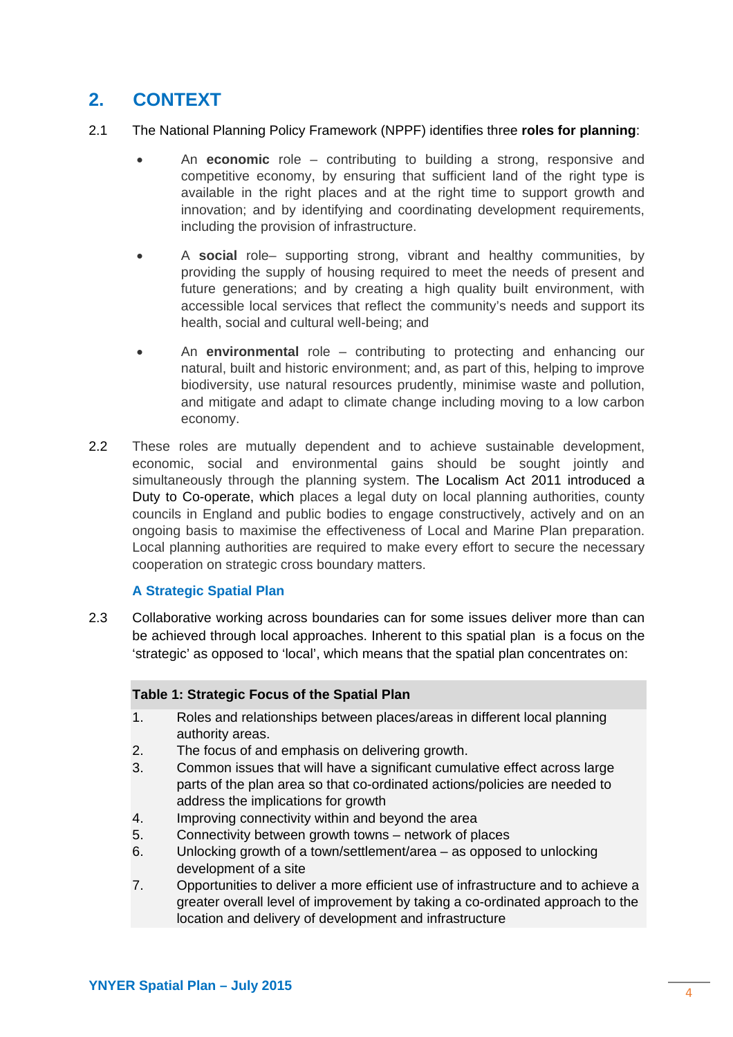## 2. CONTEXT

2.1 The National Planning Policy Framework (NPPF) identifies three **roles for planning**:

- An **economic** role – contributing to building a strong, responsive and competitive economy, by ensuring that sufficient land of the right type is available in the right places and at the right time to support growth and innovation; and by identifying and coordinating development requirements, including the provision of infrastructure.

- A **social** role– supporting strong, vibrant and healthy communities, by providing the supply of housing required to meet the needs of present and future generations; and by creating a high quality built environment, with accessible local services that reflect the community's needs and support its health, social and cultural well-being; and

- An **environmental** role – contributing to protecting and enhancing our natural, built and historic environment; and, as part of this, helping to improve biodiversity, use natural resources prudently, minimise waste and pollution, and mitigate and adapt to climate change including moving to a low carbon economy.

2.2 These roles are mutually dependent and to achieve sustainable development, economic, social and environmental gains should be sought jointly and simultaneously through the planning system. The Localism Act 2011 introduced a Duty to Co-operate, which places a legal duty on local planning authorities, county councils in England and public bodies to engage constructively, actively and on an ongoing basis to maximise the effectiveness of Local and Marine Plan preparation. Local planning authorities are required to make every effort to secure the necessary cooperation on strategic cross boundary matters.

### A Strategic Spatial Plan

2.3 Collaborative working across boundaries can for some issues deliver more than can be achieved through local approaches. Inherent to this spatial plan is a focus on the 'strategic' as opposed to 'local', which means that the spatial plan concentrates on:

| Table 1: Strategic Focus of the Spatial Plan | |
|---|---|
| 1. | Roles and relationships between places/areas in different local planning authority areas. |
| 2. | The focus of and emphasis on delivering growth. |
| 3. | Common issues that will have a significant cumulative effect across large parts of the plan area so that co-ordinated actions/policies are needed to address the implications for growth |
| 4. | Improving connectivity within and beyond the area |
| 5. | Connectivity between growth towns – network of places |
| 6. | Unlocking growth of a town/settlement/area – as opposed to unlocking development of a site |
| 7. | Opportunities to deliver a more efficient use of infrastructure and to achieve a greater overall level of improvement by taking a co-ordinated approach to the location and delivery of development and infrastructure |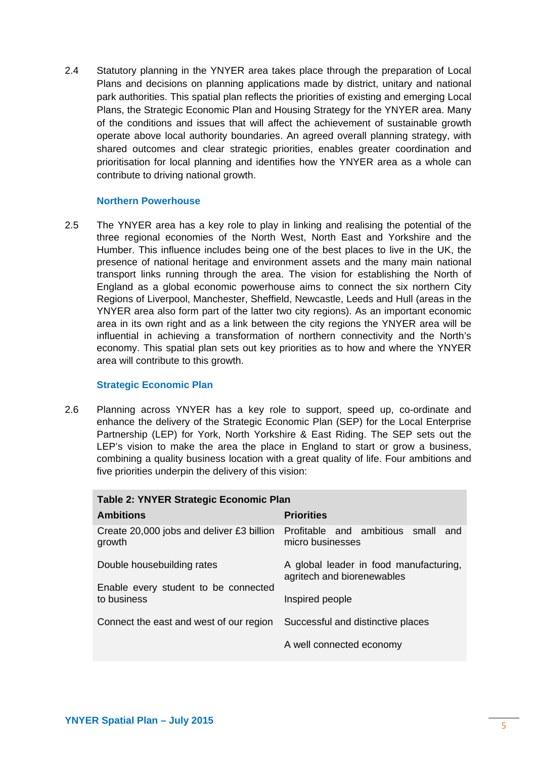2.4 Statutory planning in the YNYER area takes place through the preparation of Local Plans and decisions on planning applications made by district, unitary and national park authorities. This spatial plan reflects the priorities of existing and emerging Local Plans, the Strategic Economic Plan and Housing Strategy for the YNYER area. Many of the conditions and issues that will affect the achievement of sustainable growth operate above local authority boundaries. An agreed overall planning strategy, with shared outcomes and clear strategic priorities, enables greater coordination and prioritisation for local planning and identifies how the YNYER area as a whole can contribute to driving national growth.

### Northern Powerhouse

2.5 The YNYER area has a key role to play in linking and realising the potential of the three regional economies of the North West, North East and Yorkshire and the Humber. This influence includes being one of the best places to live in the UK, the presence of national heritage and environment assets and the many main national transport links running through the area. The vision for establishing the North of England as a global economic powerhouse aims to connect the six northern City Regions of Liverpool, Manchester, Sheffield, Newcastle, Leeds and Hull (areas in the YNYER area also form part of the latter two city regions). As an important economic area in its own right and as a link between the city regions the YNYER area will be influential in achieving a transformation of northern connectivity and the North's economy. This spatial plan sets out key priorities as to how and where the YNYER area will contribute to this growth.

### Strategic Economic Plan

2.6 Planning across YNYER has a key role to support, speed up, co-ordinate and enhance the delivery of the Strategic Economic Plan (SEP) for the Local Enterprise Partnership (LEP) for York, North Yorkshire & East Riding. The SEP sets out the LEP's vision to make the area the place in England to start or grow a business, combining a quality business location with a great quality of life. Four ambitions and five priorities underpin the delivery of this vision:

**Table 2: YNYER Strategic Economic Plan**

| Ambitions | Priorities |
|---|---|
| Create 20,000 jobs and deliver £3 billion growth | Profitable and ambitious small and micro businesses |
| Double housebuilding rates | A global leader in food manufacturing, agritech and biorenewables |
| Enable every student to be connected to business | Inspired people |
| Connect the east and west of our region | Successful and distinctive places |
| | A well connected economy |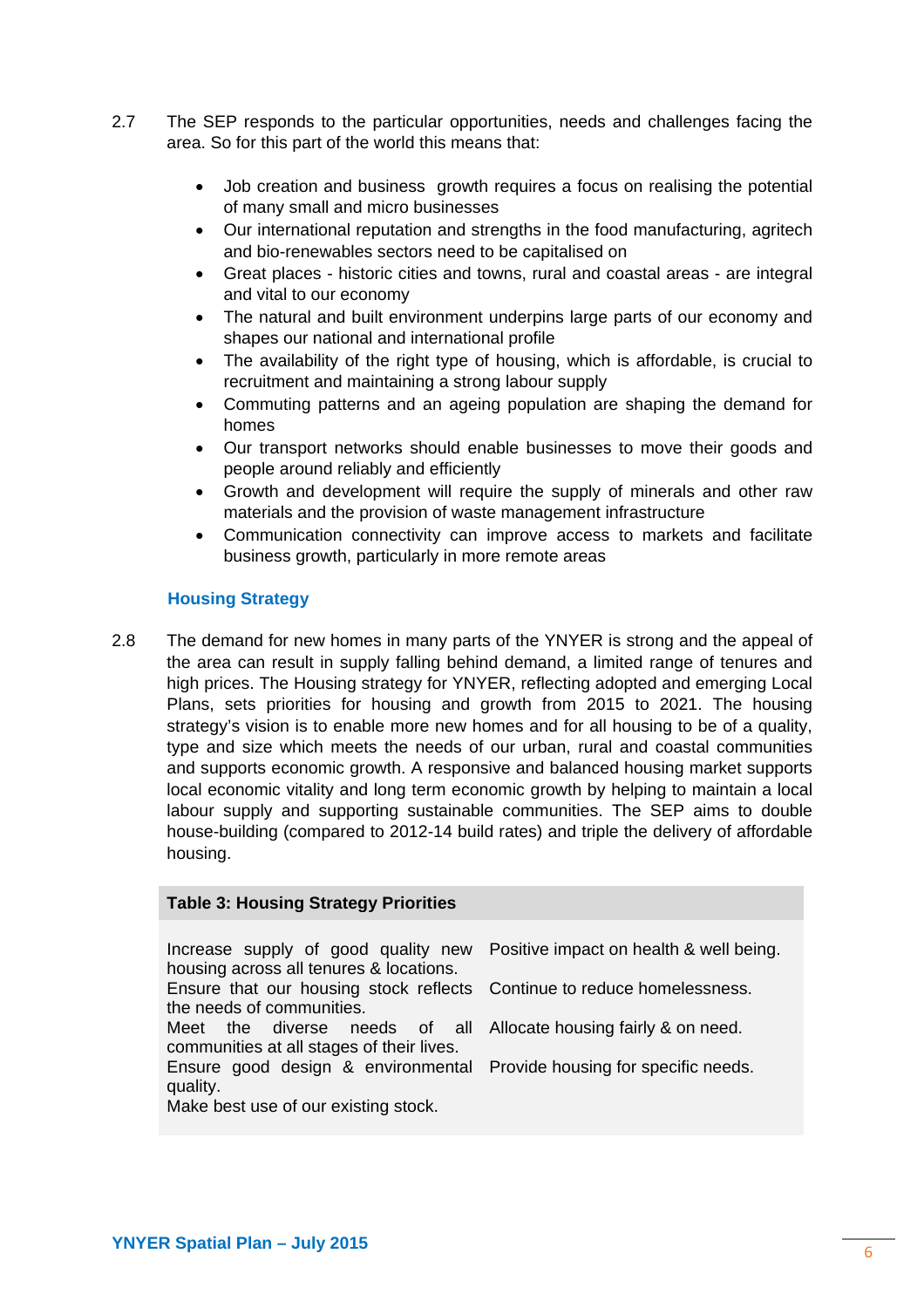2.7 The SEP responds to the particular opportunities, needs and challenges facing the area. So for this part of the world this means that:

- Job creation and business growth requires a focus on realising the potential of many small and micro businesses
- Our international reputation and strengths in the food manufacturing, agritech and bio-renewables sectors need to be capitalised on
- Great places - historic cities and towns, rural and coastal areas - are integral and vital to our economy
- The natural and built environment underpins large parts of our economy and shapes our national and international profile
- The availability of the right type of housing, which is affordable, is crucial to recruitment and maintaining a strong labour supply
- Commuting patterns and an ageing population are shaping the demand for homes
- Our transport networks should enable businesses to move their goods and people around reliably and efficiently
- Growth and development will require the supply of minerals and other raw materials and the provision of waste management infrastructure
- Communication connectivity can improve access to markets and facilitate business growth, particularly in more remote areas

### Housing Strategy

2.8 The demand for new homes in many parts of the YNYER is strong and the appeal of the area can result in supply falling behind demand, a limited range of tenures and high prices. The Housing strategy for YNYER, reflecting adopted and emerging Local Plans, sets priorities for housing and growth from 2015 to 2021. The housing strategy's vision is to enable more new homes and for all housing to be of a quality, type and size which meets the needs of our urban, rural and coastal communities and supports economic growth. A responsive and balanced housing market supports local economic vitality and long term economic growth by helping to maintain a local labour supply and supporting sustainable communities. The SEP aims to double house-building (compared to 2012-14 build rates) and triple the delivery of affordable housing.

**Table 3: Housing Strategy Priorities**

| | |
|---|---|
| Increase supply of good quality new housing across all tenures & locations. | Positive impact on health & well being. |
| Ensure that our housing stock reflects the needs of communities. | Continue to reduce homelessness. |
| Meet the diverse needs of all communities at all stages of their lives. | Allocate housing fairly & on need. |
| Ensure good design & environmental quality. | Provide housing for specific needs. |
| Make best use of our existing stock. | |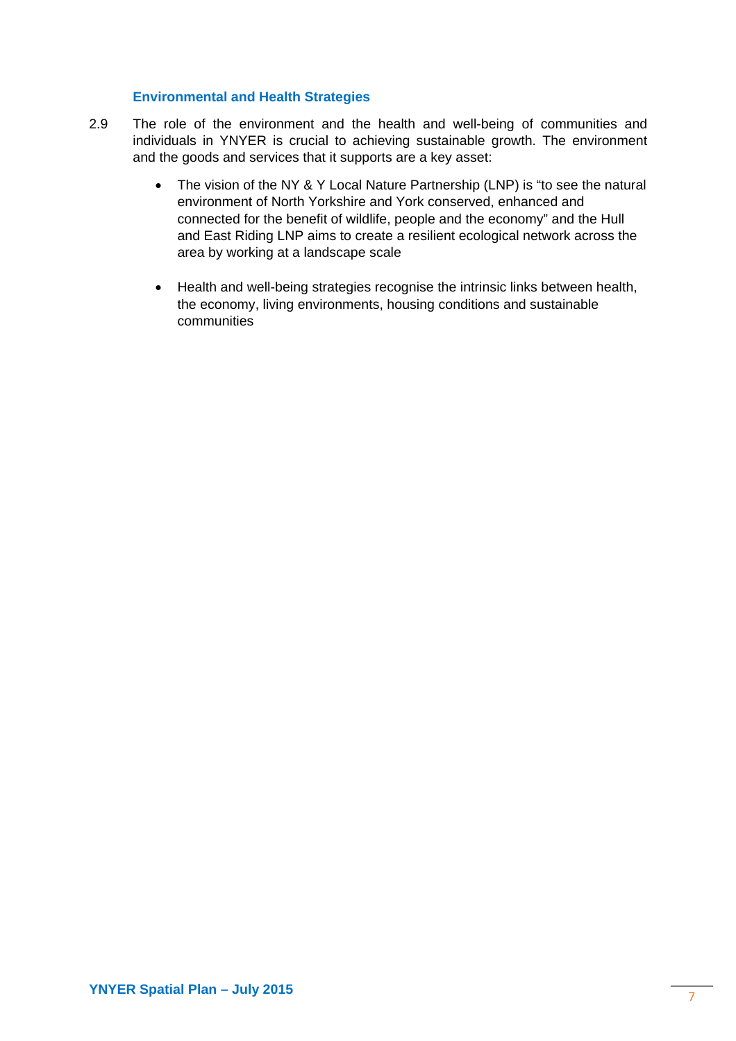### Environmental and Health Strategies

2.9 The role of the environment and the health and well-being of communities and individuals in YNYER is crucial to achieving sustainable growth. The environment and the goods and services that it supports are a key asset:

- The vision of the NY & Y Local Nature Partnership (LNP) is "to see the natural environment of North Yorkshire and York conserved, enhanced and connected for the benefit of wildlife, people and the economy" and the Hull and East Riding LNP aims to create a resilient ecological network across the area by working at a landscape scale

- Health and well-being strategies recognise the intrinsic links between health, the economy, living environments, housing conditions and sustainable communities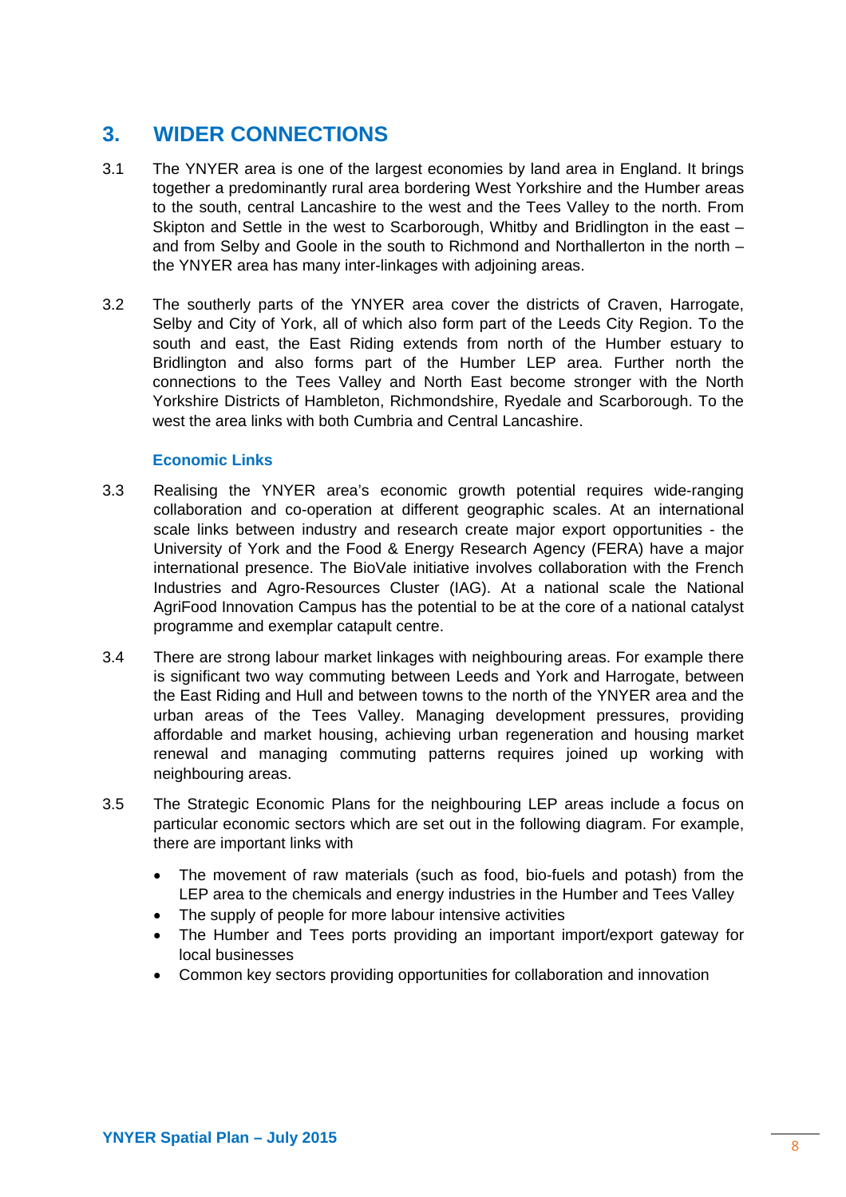## 3. WIDER CONNECTIONS

3.1 The YNYER area is one of the largest economies by land area in England. It brings together a predominantly rural area bordering West Yorkshire and the Humber areas to the south, central Lancashire to the west and the Tees Valley to the north. From Skipton and Settle in the west to Scarborough, Whitby and Bridlington in the east – and from Selby and Goole in the south to Richmond and Northallerton in the north – the YNYER area has many inter-linkages with adjoining areas.

3.2 The southerly parts of the YNYER area cover the districts of Craven, Harrogate, Selby and City of York, all of which also form part of the Leeds City Region. To the south and east, the East Riding extends from north of the Humber estuary to Bridlington and also forms part of the Humber LEP area. Further north the connections to the Tees Valley and North East become stronger with the North Yorkshire Districts of Hambleton, Richmondshire, Ryedale and Scarborough. To the west the area links with both Cumbria and Central Lancashire.

### Economic Links

3.3 Realising the YNYER area's economic growth potential requires wide-ranging collaboration and co-operation at different geographic scales. At an international scale links between industry and research create major export opportunities - the University of York and the Food & Energy Research Agency (FERA) have a major international presence. The BioVale initiative involves collaboration with the French Industries and Agro-Resources Cluster (IAG). At a national scale the National AgriFood Innovation Campus has the potential to be at the core of a national catalyst programme and exemplar catapult centre.

3.4 There are strong labour market linkages with neighbouring areas. For example there is significant two way commuting between Leeds and York and Harrogate, between the East Riding and Hull and between towns to the north of the YNYER area and the urban areas of the Tees Valley. Managing development pressures, providing affordable and market housing, achieving urban regeneration and housing market renewal and managing commuting patterns requires joined up working with neighbouring areas.

3.5 The Strategic Economic Plans for the neighbouring LEP areas include a focus on particular economic sectors which are set out in the following diagram. For example, there are important links with

- The movement of raw materials (such as food, bio-fuels and potash) from the LEP area to the chemicals and energy industries in the Humber and Tees Valley
- The supply of people for more labour intensive activities
- The Humber and Tees ports providing an important import/export gateway for local businesses
- Common key sectors providing opportunities for collaboration and innovation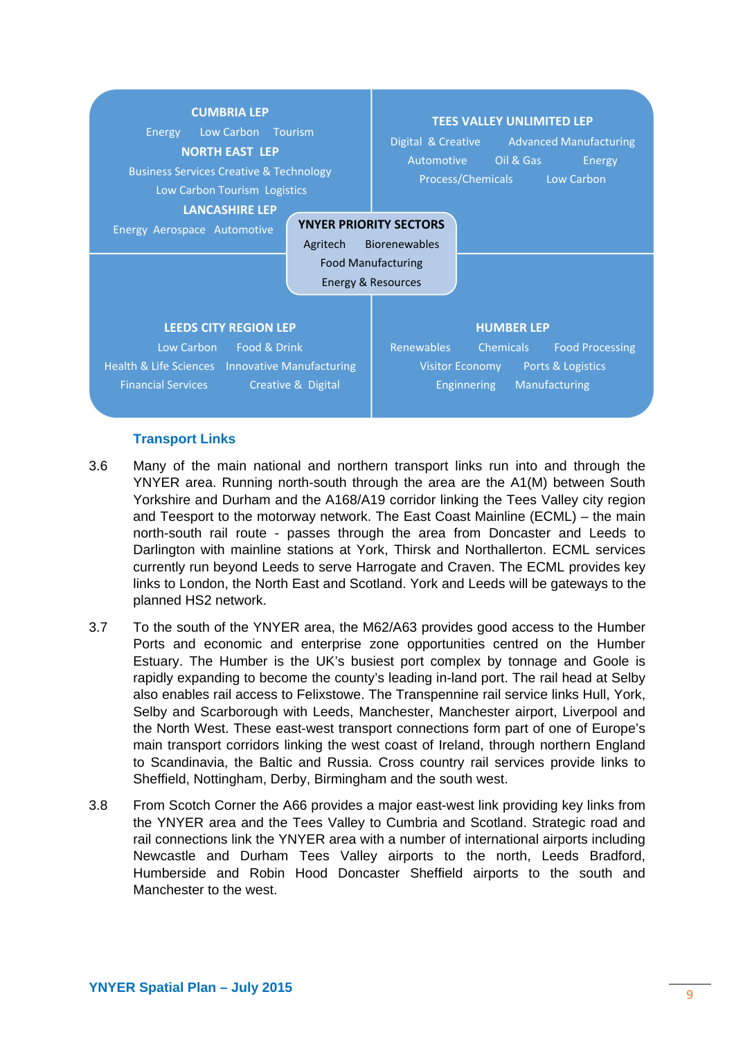**CUMBRIA LEP**
Energy Low Carbon Tourism

**NORTH EAST LEP**
Business Services Creative & Technology
Low Carbon Tourism Logistics

**LANCASHIRE LEP**
Energy Aerospace Automotive

**TEES VALLEY UNLIMITED LEP**
Digital & Creative Advanced Manufacturing
Automotive Oil & Gas Energy
Process/Chemicals Low Carbon

**YNYER PRIORITY SECTORS**
Agritech Biorenewables
Food Manufacturing
Energy & Resources

**LEEDS CITY REGION LEP**
Low Carbon Food & Drink
Health & Life Sciences Innovative Manufacturing
Financial Services Creative & Digital

**HUMBER LEP**
Renewables Chemicals Food Processing
Visitor Economy Ports & Logistics
Enginnering Manufacturing

### Transport Links

3.6 Many of the main national and northern transport links run into and through the YNYER area. Running north-south through the area are the A1(M) between South Yorkshire and Durham and the A168/A19 corridor linking the Tees Valley city region and Teesport to the motorway network. The East Coast Mainline (ECML) – the main north-south rail route - passes through the area from Doncaster and Leeds to Darlington with mainline stations at York, Thirsk and Northallerton. ECML services currently run beyond Leeds to serve Harrogate and Craven. The ECML provides key links to London, the North East and Scotland. York and Leeds will be gateways to the planned HS2 network.

3.7 To the south of the YNYER area, the M62/A63 provides good access to the Humber Ports and economic and enterprise zone opportunities centred on the Humber Estuary. The Humber is the UK's busiest port complex by tonnage and Goole is rapidly expanding to become the county's leading in-land port. The rail head at Selby also enables rail access to Felixstowe. The Transpennine rail service links Hull, York, Selby and Scarborough with Leeds, Manchester, Manchester airport, Liverpool and the North West. These east-west transport connections form part of one of Europe's main transport corridors linking the west coast of Ireland, through northern England to Scandinavia, the Baltic and Russia. Cross country rail services provide links to Sheffield, Nottingham, Derby, Birmingham and the south west.

3.8 From Scotch Corner the A66 provides a major east-west link providing key links from the YNYER area and the Tees Valley to Cumbria and Scotland. Strategic road and rail connections link the YNYER area with a number of international airports including Newcastle and Durham Tees Valley airports to the north, Leeds Bradford, Humberside and Robin Hood Doncaster Sheffield airports to the south and Manchester to the west.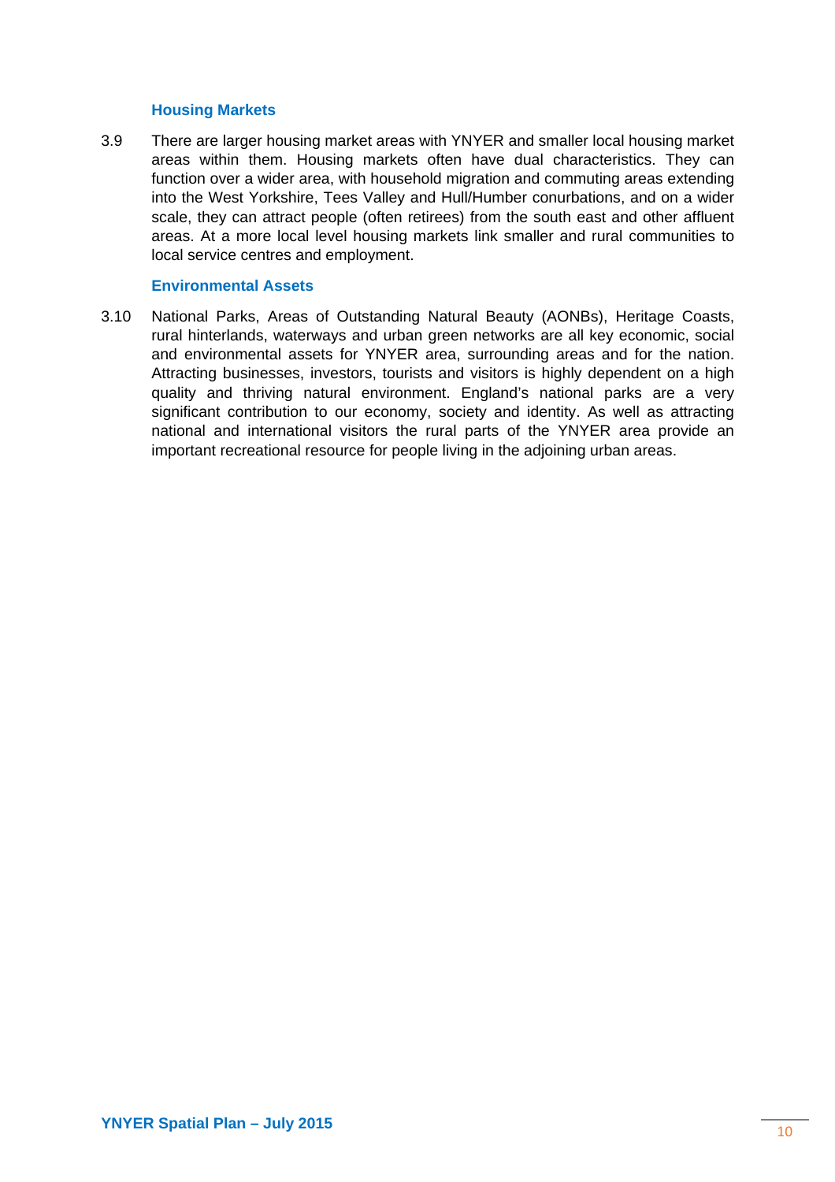### Housing Markets

3.9 There are larger housing market areas with YNYER and smaller local housing market areas within them. Housing markets often have dual characteristics. They can function over a wider area, with household migration and commuting areas extending into the West Yorkshire, Tees Valley and Hull/Humber conurbations, and on a wider scale, they can attract people (often retirees) from the south east and other affluent areas. At a more local level housing markets link smaller and rural communities to local service centres and employment.

### Environmental Assets

3.10 National Parks, Areas of Outstanding Natural Beauty (AONBs), Heritage Coasts, rural hinterlands, waterways and urban green networks are all key economic, social and environmental assets for YNYER area, surrounding areas and for the nation. Attracting businesses, investors, tourists and visitors is highly dependent on a high quality and thriving natural environment. England's national parks are a very significant contribution to our economy, society and identity. As well as attracting national and international visitors the rural parts of the YNYER area provide an important recreational resource for people living in the adjoining urban areas.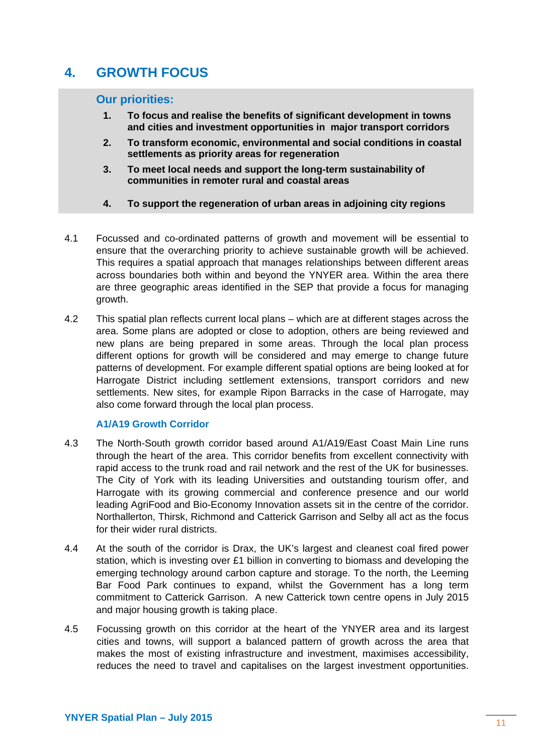# 4. GROWTH FOCUS

### Our priorities:

1. **To focus and realise the benefits of significant development in towns and cities and investment opportunities in major transport corridors**
2. **To transform economic, environmental and social conditions in coastal settlements as priority areas for regeneration**
3. **To meet local needs and support the long-term sustainability of communities in remoter rural and coastal areas**
4. **To support the regeneration of urban areas in adjoining city regions**

4.1 Focussed and co-ordinated patterns of growth and movement will be essential to ensure that the overarching priority to achieve sustainable growth will be achieved. This requires a spatial approach that manages relationships between different areas across boundaries both within and beyond the YNYER area. Within the area there are three geographic areas identified in the SEP that provide a focus for managing growth.

4.2 This spatial plan reflects current local plans – which are at different stages across the area. Some plans are adopted or close to adoption, others are being reviewed and new plans are being prepared in some areas. Through the local plan process different options for growth will be considered and may emerge to change future patterns of development. For example different spatial options are being looked at for Harrogate District including settlement extensions, transport corridors and new settlements. New sites, for example Ripon Barracks in the case of Harrogate, may also come forward through the local plan process.

### A1/A19 Growth Corridor

4.3 The North-South growth corridor based around A1/A19/East Coast Main Line runs through the heart of the area. This corridor benefits from excellent connectivity with rapid access to the trunk road and rail network and the rest of the UK for businesses. The City of York with its leading Universities and outstanding tourism offer, and Harrogate with its growing commercial and conference presence and our world leading AgriFood and Bio-Economy Innovation assets sit in the centre of the corridor. Northallerton, Thirsk, Richmond and Catterick Garrison and Selby all act as the focus for their wider rural districts.

4.4 At the south of the corridor is Drax, the UK's largest and cleanest coal fired power station, which is investing over £1 billion in converting to biomass and developing the emerging technology around carbon capture and storage. To the north, the Leeming Bar Food Park continues to expand, whilst the Government has a long term commitment to Catterick Garrison. A new Catterick town centre opens in July 2015 and major housing growth is taking place.

4.5 Focussing growth on this corridor at the heart of the YNYER area and its largest cities and towns, will support a balanced pattern of growth across the area that makes the most of existing infrastructure and investment, maximises accessibility, reduces the need to travel and capitalises on the largest investment opportunities.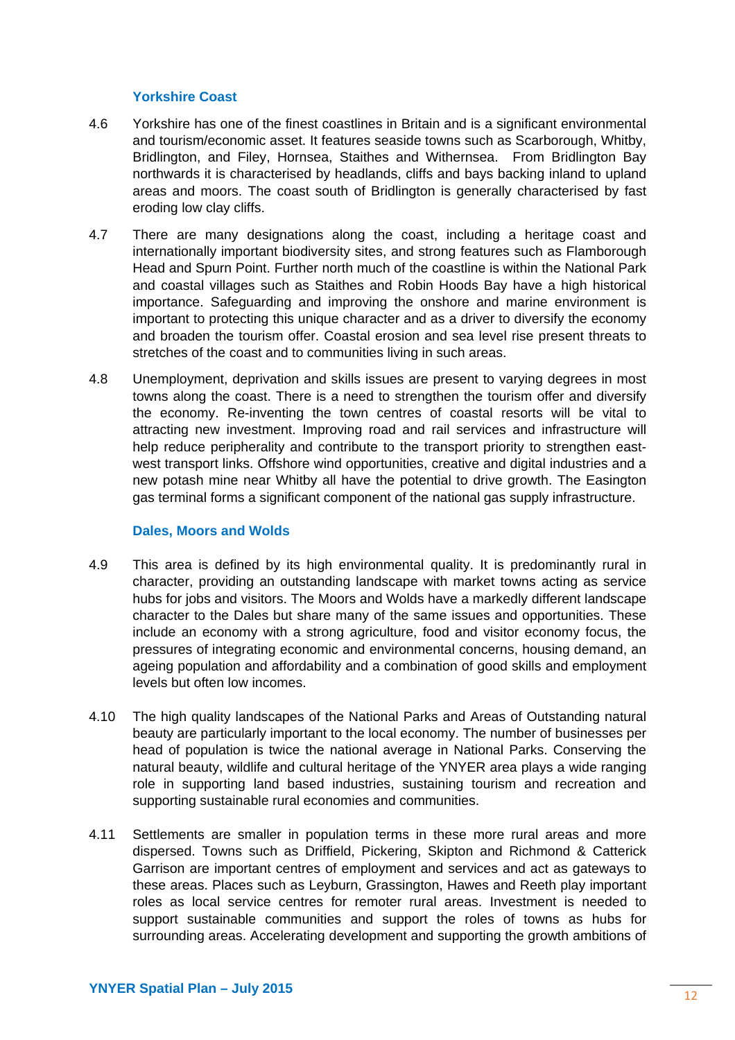### Yorkshire Coast

4.6 Yorkshire has one of the finest coastlines in Britain and is a significant environmental and tourism/economic asset. It features seaside towns such as Scarborough, Whitby, Bridlington, and Filey, Hornsea, Staithes and Withernsea. From Bridlington Bay northwards it is characterised by headlands, cliffs and bays backing inland to upland areas and moors. The coast south of Bridlington is generally characterised by fast eroding low clay cliffs.

4.7 There are many designations along the coast, including a heritage coast and internationally important biodiversity sites, and strong features such as Flamborough Head and Spurn Point. Further north much of the coastline is within the National Park and coastal villages such as Staithes and Robin Hoods Bay have a high historical importance. Safeguarding and improving the onshore and marine environment is important to protecting this unique character and as a driver to diversify the economy and broaden the tourism offer. Coastal erosion and sea level rise present threats to stretches of the coast and to communities living in such areas.

4.8 Unemployment, deprivation and skills issues are present to varying degrees in most towns along the coast. There is a need to strengthen the tourism offer and diversify the economy. Re-inventing the town centres of coastal resorts will be vital to attracting new investment. Improving road and rail services and infrastructure will help reduce peripherality and contribute to the transport priority to strengthen east-west transport links. Offshore wind opportunities, creative and digital industries and a new potash mine near Whitby all have the potential to drive growth. The Easington gas terminal forms a significant component of the national gas supply infrastructure.

### Dales, Moors and Wolds

4.9 This area is defined by its high environmental quality. It is predominantly rural in character, providing an outstanding landscape with market towns acting as service hubs for jobs and visitors. The Moors and Wolds have a markedly different landscape character to the Dales but share many of the same issues and opportunities. These include an economy with a strong agriculture, food and visitor economy focus, the pressures of integrating economic and environmental concerns, housing demand, an ageing population and affordability and a combination of good skills and employment levels but often low incomes.

4.10 The high quality landscapes of the National Parks and Areas of Outstanding natural beauty are particularly important to the local economy. The number of businesses per head of population is twice the national average in National Parks. Conserving the natural beauty, wildlife and cultural heritage of the YNYER area plays a wide ranging role in supporting land based industries, sustaining tourism and recreation and supporting sustainable rural economies and communities.

4.11 Settlements are smaller in population terms in these more rural areas and more dispersed. Towns such as Driffield, Pickering, Skipton and Richmond & Catterick Garrison are important centres of employment and services and act as gateways to these areas. Places such as Leyburn, Grassington, Hawes and Reeth play important roles as local service centres for remoter rural areas. Investment is needed to support sustainable communities and support the roles of towns as hubs for surrounding areas. Accelerating development and supporting the growth ambitions of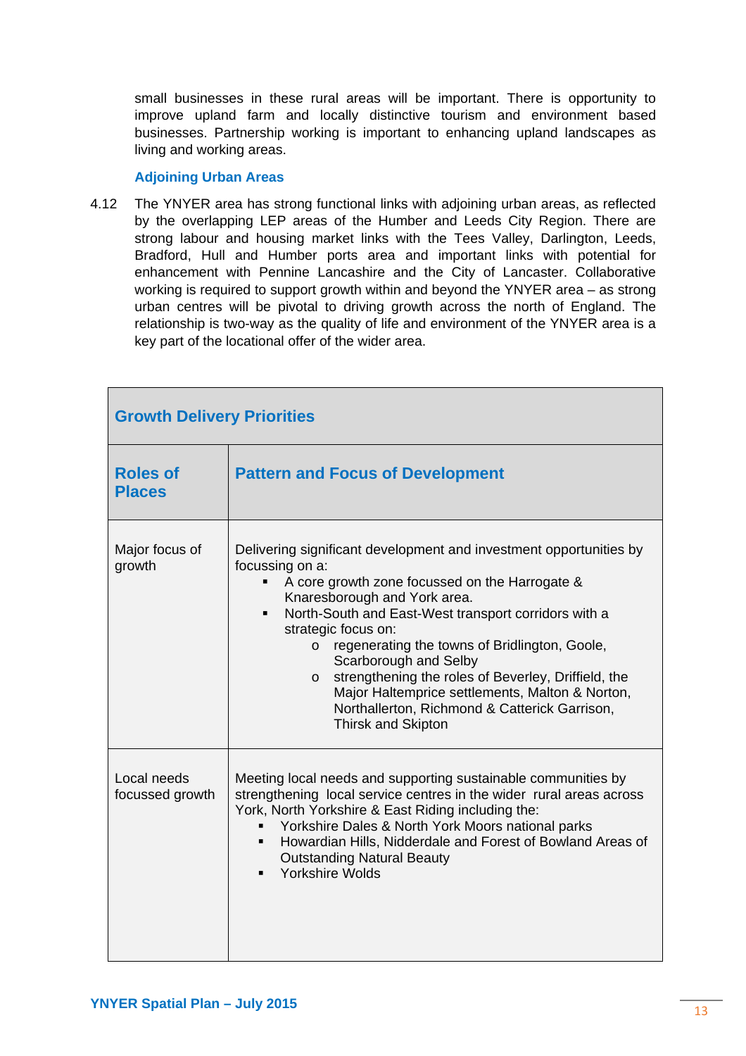small businesses in these rural areas will be important. There is opportunity to improve upland farm and locally distinctive tourism and environment based businesses. Partnership working is important to enhancing upland landscapes as living and working areas.

### Adjoining Urban Areas

4.12 The YNYER area has strong functional links with adjoining urban areas, as reflected by the overlapping LEP areas of the Humber and Leeds City Region. There are strong labour and housing market links with the Tees Valley, Darlington, Leeds, Bradford, Hull and Humber ports area and important links with potential for enhancement with Pennine Lancashire and the City of Lancaster. Collaborative working is required to support growth within and beyond the YNYER area – as strong urban centres will be pivotal to driving growth across the north of England. The relationship is two-way as the quality of life and environment of the YNYER area is a key part of the locational offer of the wider area.

| **Growth Delivery Priorities** | |
|---|---|
| **Roles of Places** | **Pattern and Focus of Development** |
| Major focus of growth | Delivering significant development and investment opportunities by focussing on a:<br>▪ A core growth zone focussed on the Harrogate & Knaresborough and York area.<br>▪ North-South and East-West transport corridors with a strategic focus on:<br>o regenerating the towns of Bridlington, Goole, Scarborough and Selby<br>o strengthening the roles of Beverley, Driffield, the Major Haltemprice settlements, Malton & Norton, Northallerton, Richmond & Catterick Garrison, Thirsk and Skipton |
| Local needs focussed growth | Meeting local needs and supporting sustainable communities by strengthening local service centres in the wider rural areas across York, North Yorkshire & East Riding including the:<br>▪ Yorkshire Dales & North York Moors national parks<br>▪ Howardian Hills, Nidderdale and Forest of Bowland Areas of Outstanding Natural Beauty<br>▪ Yorkshire Wolds |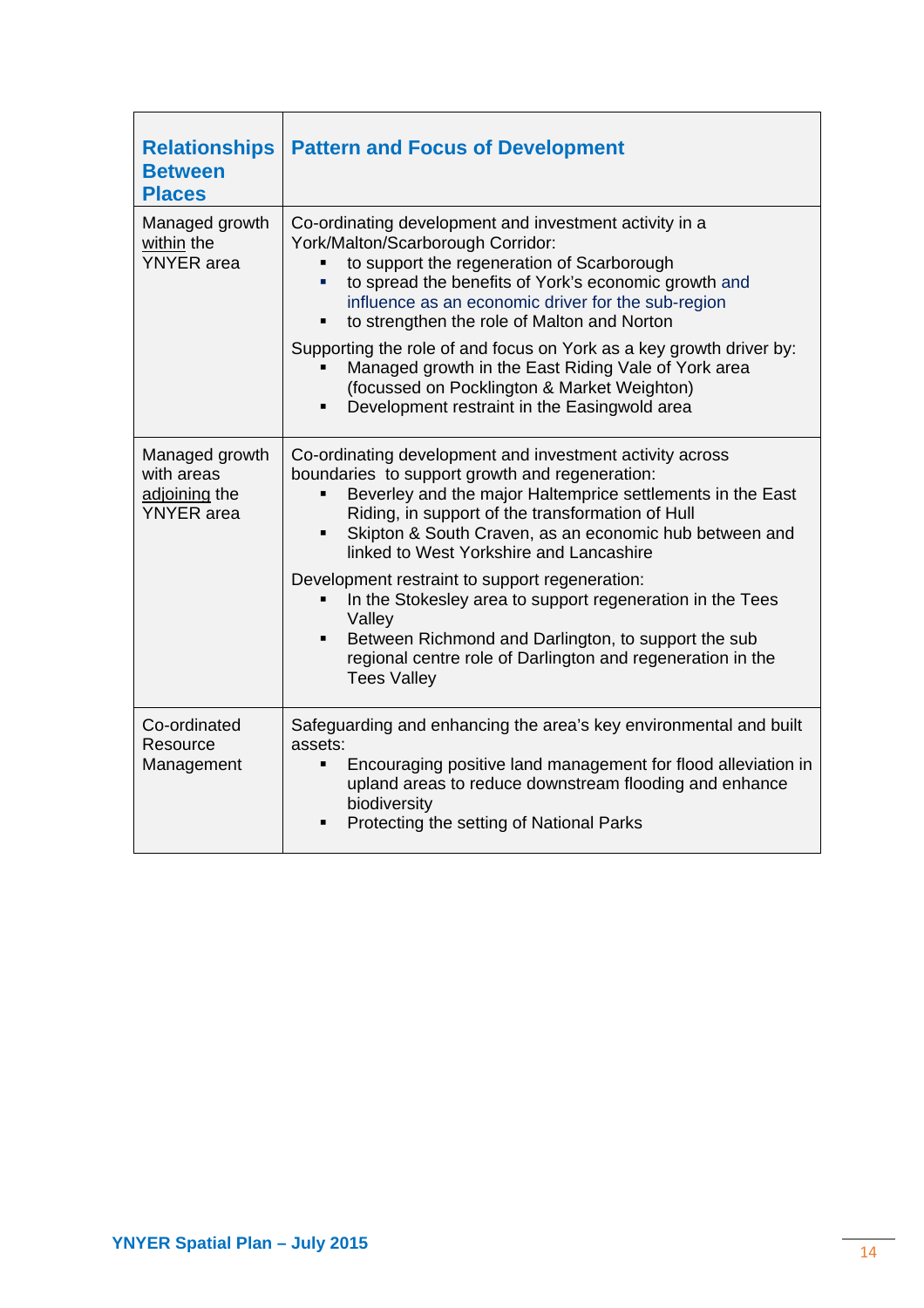| Relationships Between Places | Pattern and Focus of Development |
|---|---|
| Managed growth <u>within</u> the YNYER area | Co-ordinating development and investment activity in a York/Malton/Scarborough Corridor:<br>▪ to support the regeneration of Scarborough<br>▪ to spread the benefits of York's economic growth and influence as an economic driver for the sub-region<br>▪ to strengthen the role of Malton and Norton<br><br>Supporting the role of and focus on York as a key growth driver by:<br>▪ Managed growth in the East Riding Vale of York area (focussed on Pocklington & Market Weighton)<br>▪ Development restraint in the Easingwold area |
| Managed growth with areas <u>adjoining</u> the YNYER area | Co-ordinating development and investment activity across boundaries to support growth and regeneration:<br>▪ Beverley and the major Haltemprice settlements in the East Riding, in support of the transformation of Hull<br>▪ Skipton & South Craven, as an economic hub between and linked to West Yorkshire and Lancashire<br><br>Development restraint to support regeneration:<br>▪ In the Stokesley area to support regeneration in the Tees Valley<br>▪ Between Richmond and Darlington, to support the sub regional centre role of Darlington and regeneration in the Tees Valley |
| Co-ordinated Resource Management | Safeguarding and enhancing the area's key environmental and built assets:<br>▪ Encouraging positive land management for flood alleviation in upland areas to reduce downstream flooding and enhance biodiversity<br>▪ Protecting the setting of National Parks |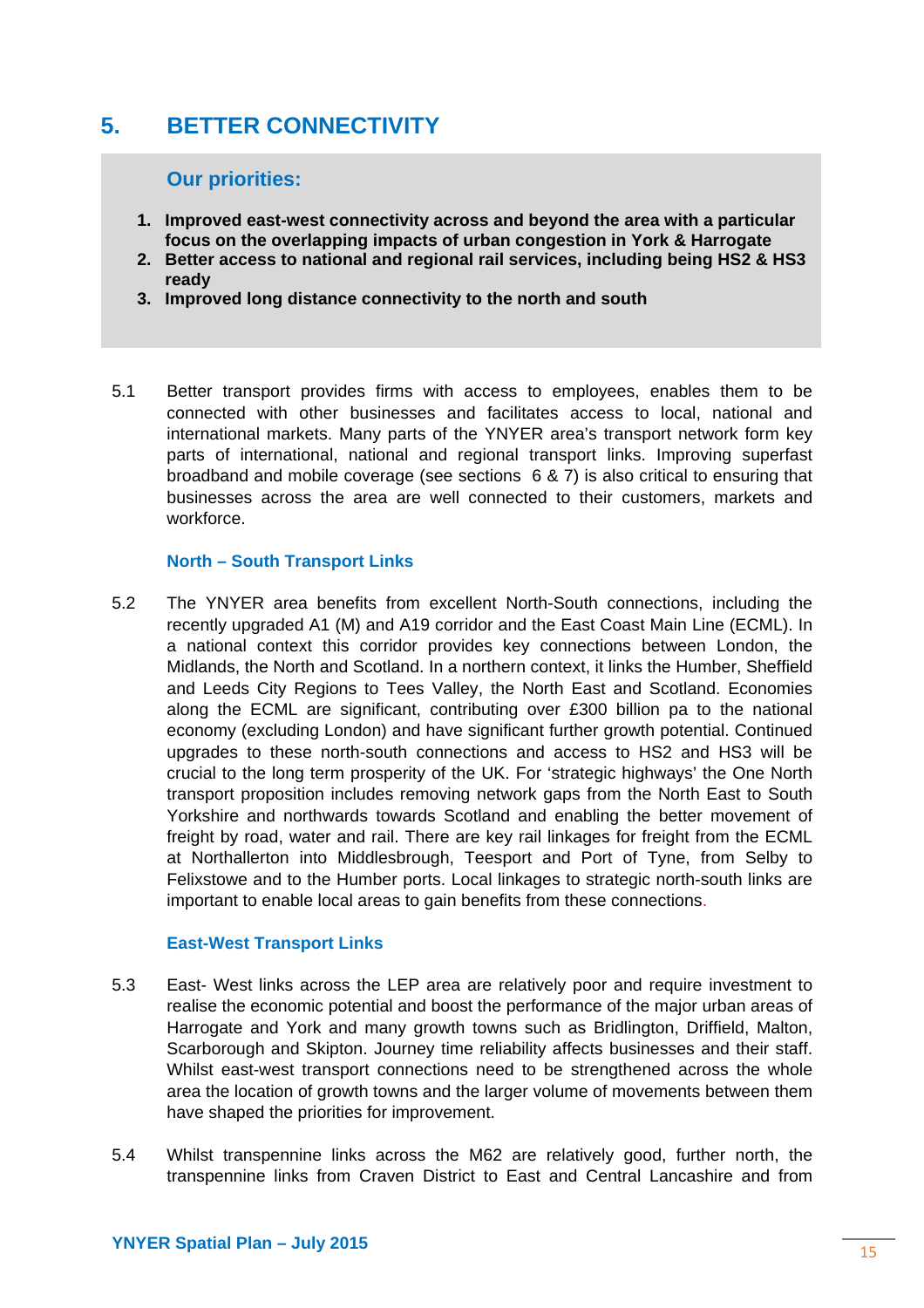# 5. BETTER CONNECTIVITY

## Our priorities:

1. **Improved east-west connectivity across and beyond the area with a particular focus on the overlapping impacts of urban congestion in York & Harrogate**
2. **Better access to national and regional rail services, including being HS2 & HS3 ready**
3. **Improved long distance connectivity to the north and south**

5.1 Better transport provides firms with access to employees, enables them to be connected with other businesses and facilitates access to local, national and international markets. Many parts of the YNYER area's transport network form key parts of international, national and regional transport links. Improving superfast broadband and mobile coverage (see sections 6 & 7) is also critical to ensuring that businesses across the area are well connected to their customers, markets and workforce.

### North – South Transport Links

5.2 The YNYER area benefits from excellent North-South connections, including the recently upgraded A1 (M) and A19 corridor and the East Coast Main Line (ECML). In a national context this corridor provides key connections between London, the Midlands, the North and Scotland. In a northern context, it links the Humber, Sheffield and Leeds City Regions to Tees Valley, the North East and Scotland. Economies along the ECML are significant, contributing over £300 billion pa to the national economy (excluding London) and have significant further growth potential. Continued upgrades to these north-south connections and access to HS2 and HS3 will be crucial to the long term prosperity of the UK. For 'strategic highways' the One North transport proposition includes removing network gaps from the North East to South Yorkshire and northwards towards Scotland and enabling the better movement of freight by road, water and rail. There are key rail linkages for freight from the ECML at Northallerton into Middlesbrough, Teesport and Port of Tyne, from Selby to Felixstowe and to the Humber ports. Local linkages to strategic north-south links are important to enable local areas to gain benefits from these connections.

### East-West Transport Links

5.3 East- West links across the LEP area are relatively poor and require investment to realise the economic potential and boost the performance of the major urban areas of Harrogate and York and many growth towns such as Bridlington, Driffield, Malton, Scarborough and Skipton. Journey time reliability affects businesses and their staff. Whilst east-west transport connections need to be strengthened across the whole area the location of growth towns and the larger volume of movements between them have shaped the priorities for improvement.

5.4 Whilst transpennine links across the M62 are relatively good, further north, the transpennine links from Craven District to East and Central Lancashire and from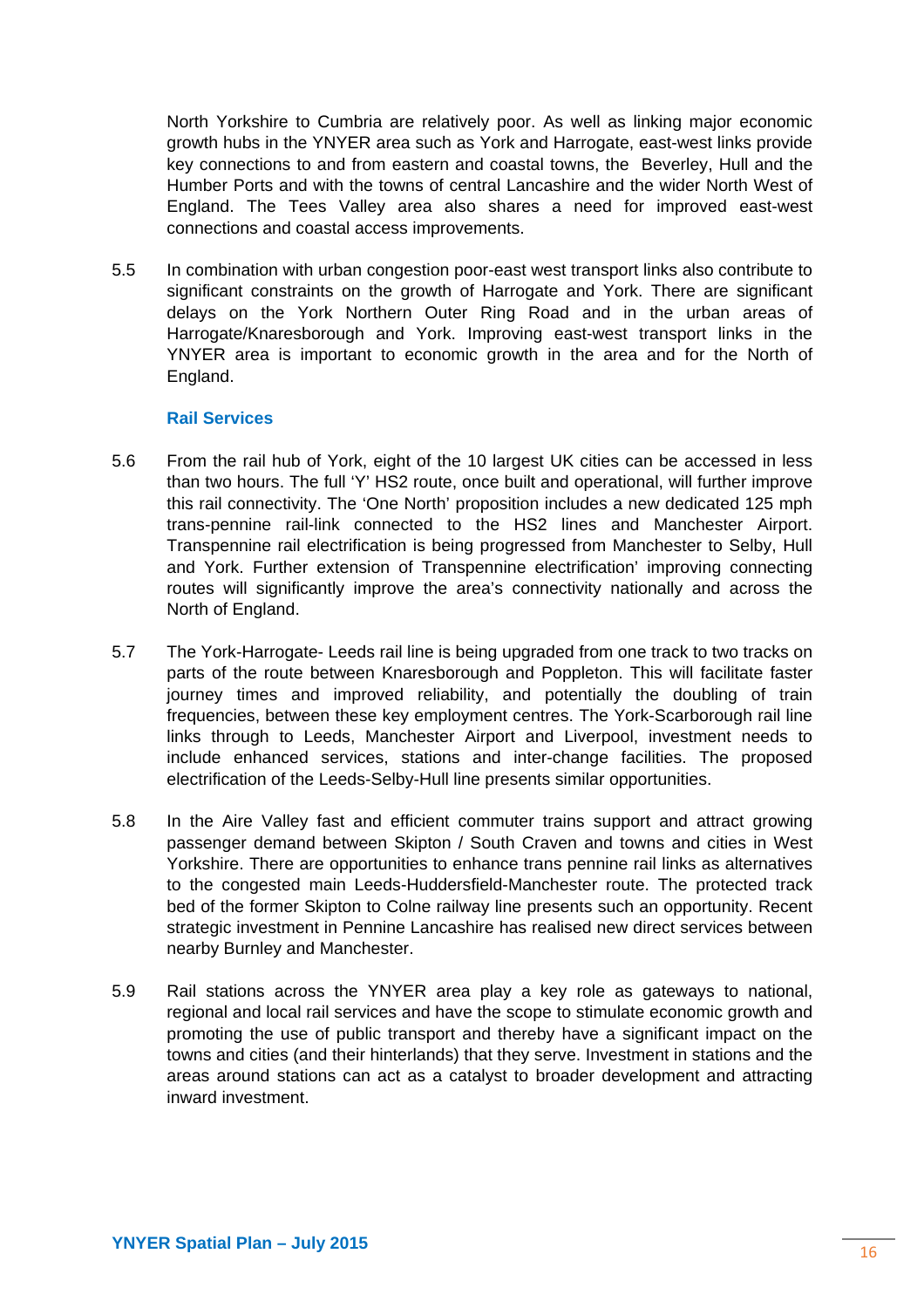North Yorkshire to Cumbria are relatively poor. As well as linking major economic growth hubs in the YNYER area such as York and Harrogate, east-west links provide key connections to and from eastern and coastal towns, the Beverley, Hull and the Humber Ports and with the towns of central Lancashire and the wider North West of England. The Tees Valley area also shares a need for improved east-west connections and coastal access improvements.

5.5 In combination with urban congestion poor-east west transport links also contribute to significant constraints on the growth of Harrogate and York. There are significant delays on the York Northern Outer Ring Road and in the urban areas of Harrogate/Knaresborough and York. Improving east-west transport links in the YNYER area is important to economic growth in the area and for the North of England.

### Rail Services

5.6 From the rail hub of York, eight of the 10 largest UK cities can be accessed in less than two hours. The full 'Y' HS2 route, once built and operational, will further improve this rail connectivity. The 'One North' proposition includes a new dedicated 125 mph trans-pennine rail-link connected to the HS2 lines and Manchester Airport. Transpennine rail electrification is being progressed from Manchester to Selby, Hull and York. Further extension of Transpennine electrification' improving connecting routes will significantly improve the area's connectivity nationally and across the North of England.

5.7 The York-Harrogate- Leeds rail line is being upgraded from one track to two tracks on parts of the route between Knaresborough and Poppleton. This will facilitate faster journey times and improved reliability, and potentially the doubling of train frequencies, between these key employment centres. The York-Scarborough rail line links through to Leeds, Manchester Airport and Liverpool, investment needs to include enhanced services, stations and inter-change facilities. The proposed electrification of the Leeds-Selby-Hull line presents similar opportunities.

5.8 In the Aire Valley fast and efficient commuter trains support and attract growing passenger demand between Skipton / South Craven and towns and cities in West Yorkshire. There are opportunities to enhance trans pennine rail links as alternatives to the congested main Leeds-Huddersfield-Manchester route. The protected track bed of the former Skipton to Colne railway line presents such an opportunity. Recent strategic investment in Pennine Lancashire has realised new direct services between nearby Burnley and Manchester.

5.9 Rail stations across the YNYER area play a key role as gateways to national, regional and local rail services and have the scope to stimulate economic growth and promoting the use of public transport and thereby have a significant impact on the towns and cities (and their hinterlands) that they serve. Investment in stations and the areas around stations can act as a catalyst to broader development and attracting inward investment.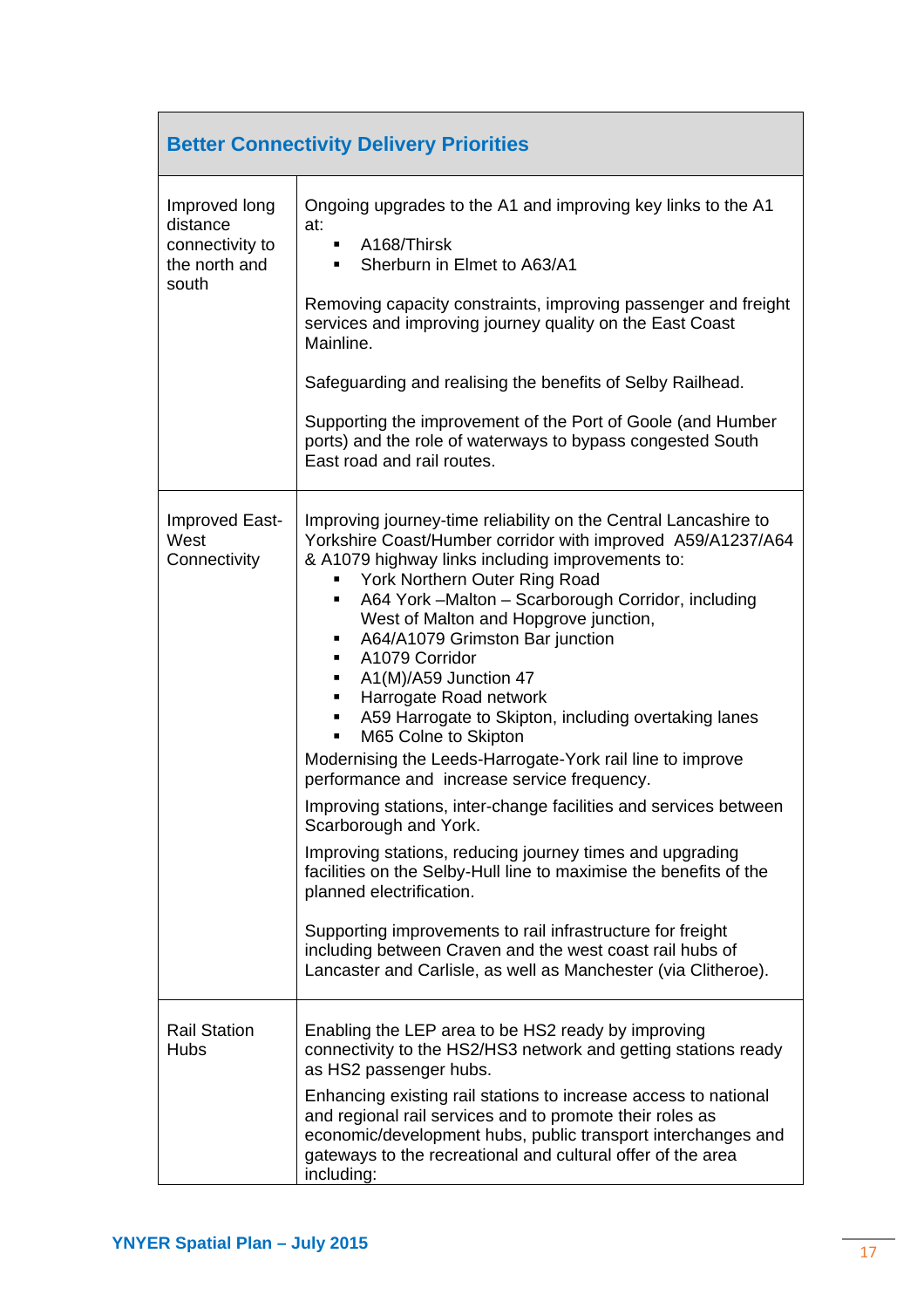| Better Connectivity Delivery Priorities | |
|---|---|
| Improved long distance connectivity to the north and south | Ongoing upgrades to the A1 and improving key links to the A1 at:<br>▪ A168/Thirsk<br>▪ Sherburn in Elmet to A63/A1<br><br>Removing capacity constraints, improving passenger and freight services and improving journey quality on the East Coast Mainline.<br><br>Safeguarding and realising the benefits of Selby Railhead.<br><br>Supporting the improvement of the Port of Goole (and Humber ports) and the role of waterways to bypass congested South East road and rail routes. |
| Improved East-West Connectivity | Improving journey-time reliability on the Central Lancashire to Yorkshire Coast/Humber corridor with improved A59/A1237/A64 & A1079 highway links including improvements to:<br>▪ York Northern Outer Ring Road<br>▪ A64 York –Malton – Scarborough Corridor, including West of Malton and Hopgrove junction,<br>▪ A64/A1079 Grimston Bar junction<br>▪ A1079 Corridor<br>▪ A1(M)/A59 Junction 47<br>▪ Harrogate Road network<br>▪ A59 Harrogate to Skipton, including overtaking lanes<br>▪ M65 Colne to Skipton<br><br>Modernising the Leeds-Harrogate-York rail line to improve performance and increase service frequency.<br><br>Improving stations, inter-change facilities and services between Scarborough and York.<br><br>Improving stations, reducing journey times and upgrading facilities on the Selby-Hull line to maximise the benefits of the planned electrification.<br><br>Supporting improvements to rail infrastructure for freight including between Craven and the west coast rail hubs of Lancaster and Carlisle, as well as Manchester (via Clitheroe). |
| Rail Station Hubs | Enabling the LEP area to be HS2 ready by improving connectivity to the HS2/HS3 network and getting stations ready as HS2 passenger hubs.<br><br>Enhancing existing rail stations to increase access to national and regional rail services and to promote their roles as economic/development hubs, public transport interchanges and gateways to the recreational and cultural offer of the area including: |

YNYER Spatial Plan – July 2015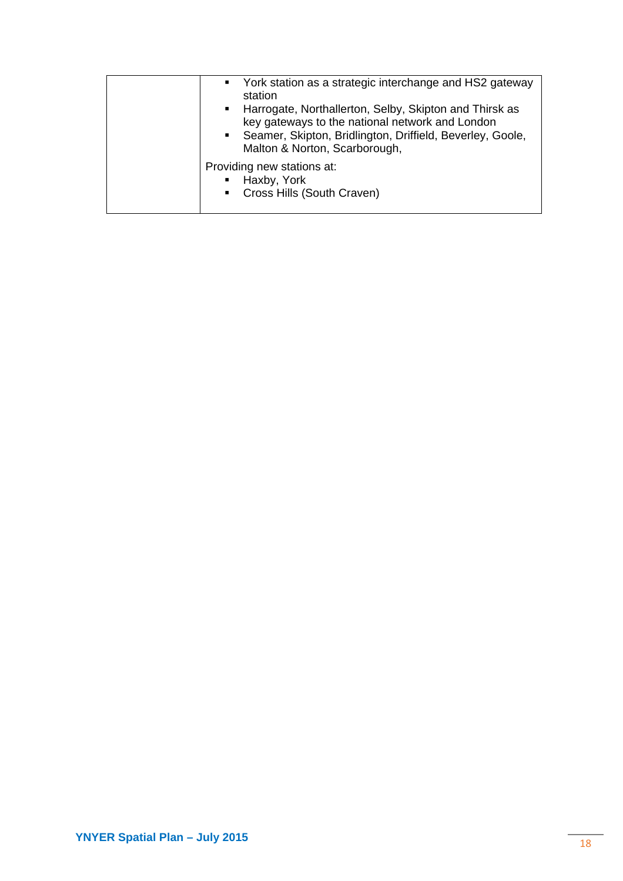| | |
|---|---|
| | ▪ York station as a strategic interchange and HS2 gateway station<br>▪ Harrogate, Northallerton, Selby, Skipton and Thirsk as key gateways to the national network and London<br>▪ Seamer, Skipton, Bridlington, Driffield, Beverley, Goole, Malton & Norton, Scarborough,<br><br>Providing new stations at:<br>▪ Haxby, York<br>▪ Cross Hills (South Craven) |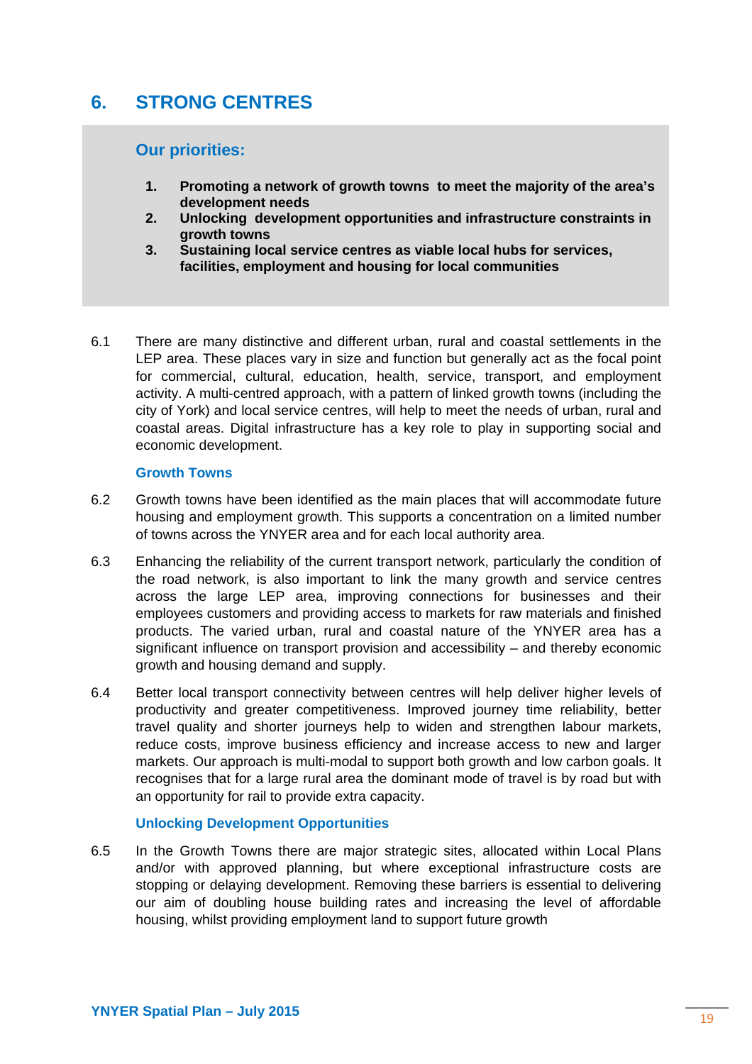# 6. STRONG CENTRES

## Our priorities:

1. **Promoting a network of growth towns to meet the majority of the area's development needs**
2. **Unlocking development opportunities and infrastructure constraints in growth towns**
3. **Sustaining local service centres as viable local hubs for services, facilities, employment and housing for local communities**

6.1 There are many distinctive and different urban, rural and coastal settlements in the LEP area. These places vary in size and function but generally act as the focal point for commercial, cultural, education, health, service, transport, and employment activity. A multi-centred approach, with a pattern of linked growth towns (including the city of York) and local service centres, will help to meet the needs of urban, rural and coastal areas. Digital infrastructure has a key role to play in supporting social and economic development.

### Growth Towns

6.2 Growth towns have been identified as the main places that will accommodate future housing and employment growth. This supports a concentration on a limited number of towns across the YNYER area and for each local authority area.

6.3 Enhancing the reliability of the current transport network, particularly the condition of the road network, is also important to link the many growth and service centres across the large LEP area, improving connections for businesses and their employees customers and providing access to markets for raw materials and finished products. The varied urban, rural and coastal nature of the YNYER area has a significant influence on transport provision and accessibility – and thereby economic growth and housing demand and supply.

6.4 Better local transport connectivity between centres will help deliver higher levels of productivity and greater competitiveness. Improved journey time reliability, better travel quality and shorter journeys help to widen and strengthen labour markets, reduce costs, improve business efficiency and increase access to new and larger markets. Our approach is multi-modal to support both growth and low carbon goals. It recognises that for a large rural area the dominant mode of travel is by road but with an opportunity for rail to provide extra capacity.

### Unlocking Development Opportunities

6.5 In the Growth Towns there are major strategic sites, allocated within Local Plans and/or with approved planning, but where exceptional infrastructure costs are stopping or delaying development. Removing these barriers is essential to delivering our aim of doubling house building rates and increasing the level of affordable housing, whilst providing employment land to support future growth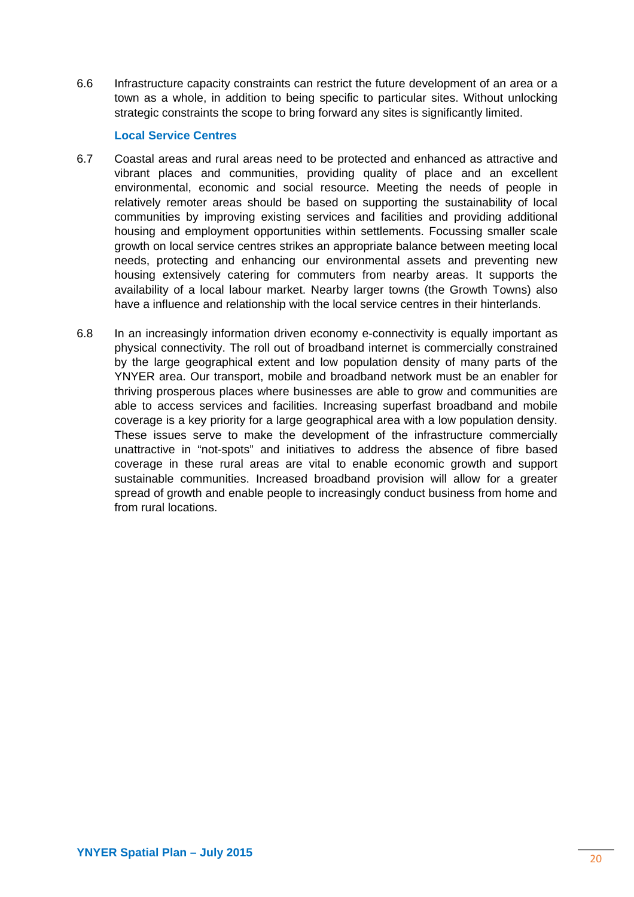6.6 Infrastructure capacity constraints can restrict the future development of an area or a town as a whole, in addition to being specific to particular sites. Without unlocking strategic constraints the scope to bring forward any sites is significantly limited.

### Local Service Centres

6.7 Coastal areas and rural areas need to be protected and enhanced as attractive and vibrant places and communities, providing quality of place and an excellent environmental, economic and social resource. Meeting the needs of people in relatively remoter areas should be based on supporting the sustainability of local communities by improving existing services and facilities and providing additional housing and employment opportunities within settlements. Focussing smaller scale growth on local service centres strikes an appropriate balance between meeting local needs, protecting and enhancing our environmental assets and preventing new housing extensively catering for commuters from nearby areas. It supports the availability of a local labour market. Nearby larger towns (the Growth Towns) also have a influence and relationship with the local service centres in their hinterlands.

6.8 In an increasingly information driven economy e-connectivity is equally important as physical connectivity. The roll out of broadband internet is commercially constrained by the large geographical extent and low population density of many parts of the YNYER area. Our transport, mobile and broadband network must be an enabler for thriving prosperous places where businesses are able to grow and communities are able to access services and facilities. Increasing superfast broadband and mobile coverage is a key priority for a large geographical area with a low population density. These issues serve to make the development of the infrastructure commercially unattractive in "not-spots" and initiatives to address the absence of fibre based coverage in these rural areas are vital to enable economic growth and support sustainable communities. Increased broadband provision will allow for a greater spread of growth and enable people to increasingly conduct business from home and from rural locations.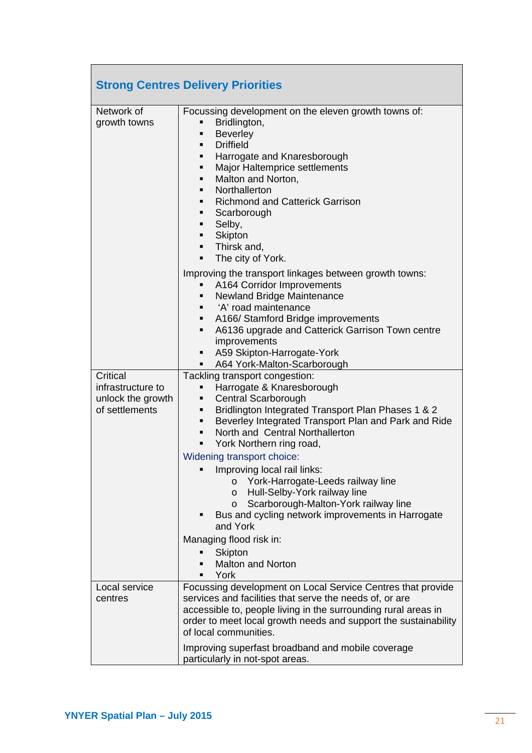| Strong Centres Delivery Priorities | |
|---|---|
| Network of growth towns | Focussing development on the eleven growth towns of:<br>▪ Bridlington,<br>▪ Beverley<br>▪ Driffield<br>▪ Harrogate and Knaresborough<br>▪ Major Haltemprice settlements<br>▪ Malton and Norton,<br>▪ Northallerton<br>▪ Richmond and Catterick Garrison<br>▪ Scarborough<br>▪ Selby,<br>▪ Skipton<br>▪ Thirsk and,<br>▪ The city of York.<br><br>Improving the transport linkages between growth towns:<br>▪ A164 Corridor Improvements<br>▪ Newland Bridge Maintenance<br>▪ 'A' road maintenance<br>▪ A166/ Stamford Bridge improvements<br>▪ A6136 upgrade and Catterick Garrison Town centre improvements<br>▪ A59 Skipton-Harrogate-York<br>▪ A64 York-Malton-Scarborough |
| Critical infrastructure to unlock the growth of settlements | Tackling transport congestion:<br>▪ Harrogate & Knaresborough<br>▪ Central Scarborough<br>▪ Bridlington Integrated Transport Plan Phases 1 & 2<br>▪ Beverley Integrated Transport Plan and Park and Ride<br>▪ North and Central Northallerton<br>▪ York Northern ring road,<br><br>Widening transport choice:<br>▪ Improving local rail links:<br>  o York-Harrogate-Leeds railway line<br>  o Hull-Selby-York railway line<br>  o Scarborough-Malton-York railway line<br>▪ Bus and cycling network improvements in Harrogate and York<br><br>Managing flood risk in:<br>▪ Skipton<br>▪ Malton and Norton<br>▪ York |
| Local service centres | Focussing development on Local Service Centres that provide services and facilities that serve the needs of, or are accessible to, people living in the surrounding rural areas in order to meet local growth needs and support the sustainability of local communities.<br><br>Improving superfast broadband and mobile coverage particularly in not-spot areas. |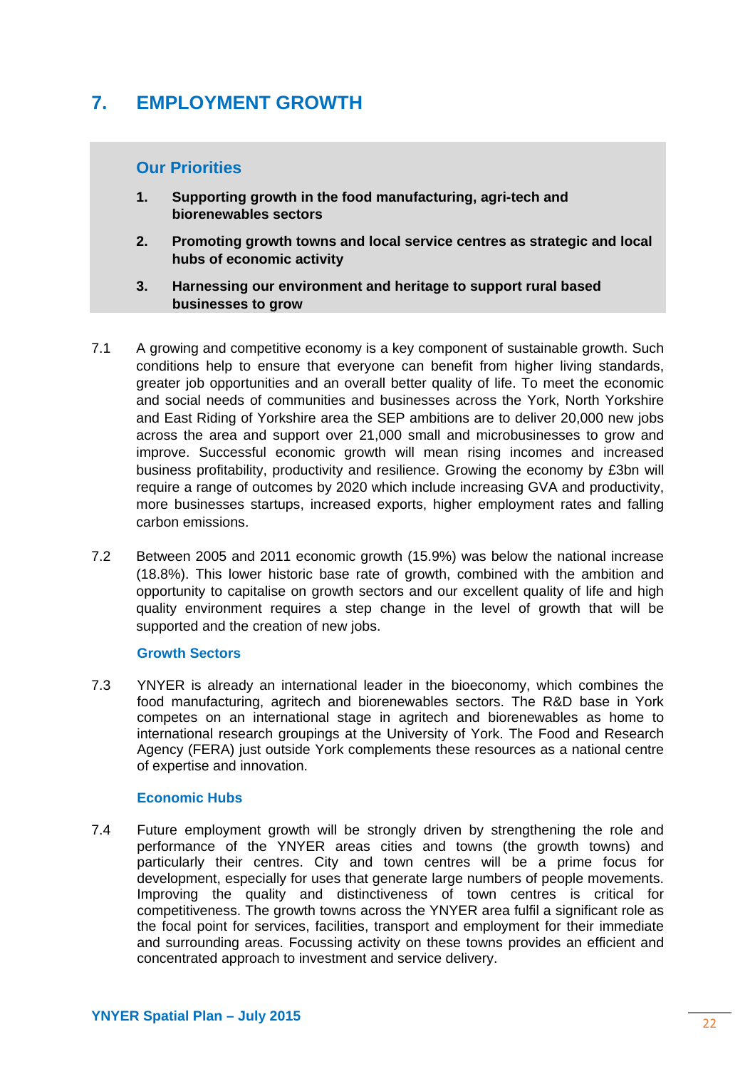# 7. EMPLOYMENT GROWTH

## Our Priorities

1. **Supporting growth in the food manufacturing, agri-tech and biorenewables sectors**
2. **Promoting growth towns and local service centres as strategic and local hubs of economic activity**
3. **Harnessing our environment and heritage to support rural based businesses to grow**

7.1 A growing and competitive economy is a key component of sustainable growth. Such conditions help to ensure that everyone can benefit from higher living standards, greater job opportunities and an overall better quality of life. To meet the economic and social needs of communities and businesses across the York, North Yorkshire and East Riding of Yorkshire area the SEP ambitions are to deliver 20,000 new jobs across the area and support over 21,000 small and microbusinesses to grow and improve. Successful economic growth will mean rising incomes and increased business profitability, productivity and resilience. Growing the economy by £3bn will require a range of outcomes by 2020 which include increasing GVA and productivity, more business startups, increased exports, higher employment rates and falling carbon emissions.

7.2 Between 2005 and 2011 economic growth (15.9%) was below the national increase (18.8%). This lower historic base rate of growth, combined with the ambition and opportunity to capitalise on growth sectors and our excellent quality of life and high quality environment requires a step change in the level of growth that will be supported and the creation of new jobs.

### Growth Sectors

7.3 YNYER is already an international leader in the bioeconomy, which combines the food manufacturing, agritech and biorenewables sectors. The R&D base in York competes on an international stage in agritech and biorenewables as home to international research groupings at the University of York. The Food and Research Agency (FERA) just outside York complements these resources as a national centre of expertise and innovation.

### Economic Hubs

7.4 Future employment growth will be strongly driven by strengthening the role and performance of the YNYER areas cities and towns (the growth towns) and particularly their centres. City and town centres will be a prime focus for development, especially for uses that generate large numbers of people movements. Improving the quality and distinctiveness of town centres is critical for competitiveness. The growth towns across the YNYER area fulfil a significant role as the focal point for services, facilities, transport and employment for their immediate and surrounding areas. Focussing activity on these towns provides an efficient and concentrated approach to investment and service delivery.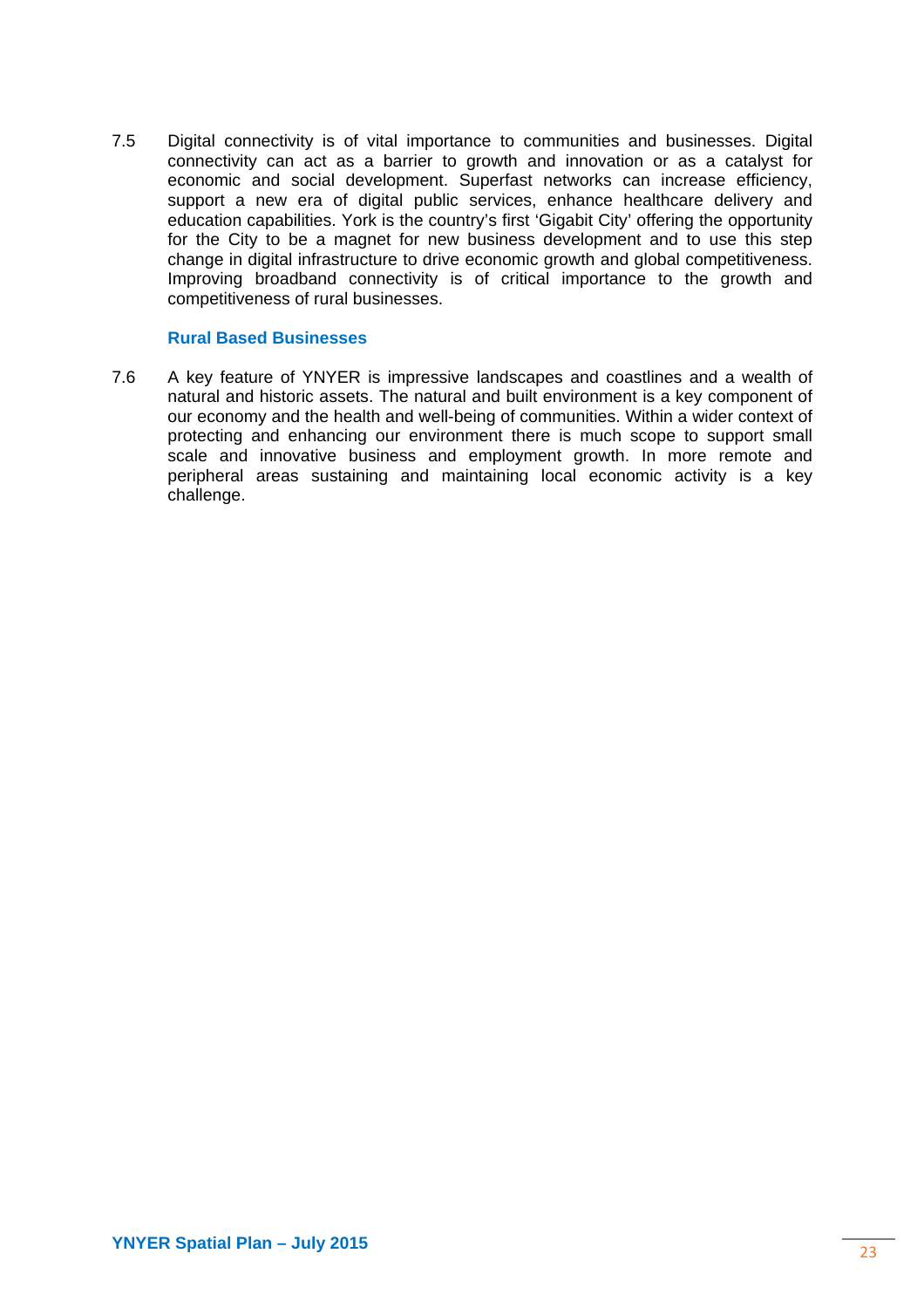7.5 Digital connectivity is of vital importance to communities and businesses. Digital connectivity can act as a barrier to growth and innovation or as a catalyst for economic and social development. Superfast networks can increase efficiency, support a new era of digital public services, enhance healthcare delivery and education capabilities. York is the country's first 'Gigabit City' offering the opportunity for the City to be a magnet for new business development and to use this step change in digital infrastructure to drive economic growth and global competitiveness. Improving broadband connectivity is of critical importance to the growth and competitiveness of rural businesses.

### Rural Based Businesses

7.6 A key feature of YNYER is impressive landscapes and coastlines and a wealth of natural and historic assets. The natural and built environment is a key component of our economy and the health and well-being of communities. Within a wider context of protecting and enhancing our environment there is much scope to support small scale and innovative business and employment growth. In more remote and peripheral areas sustaining and maintaining local economic activity is a key challenge.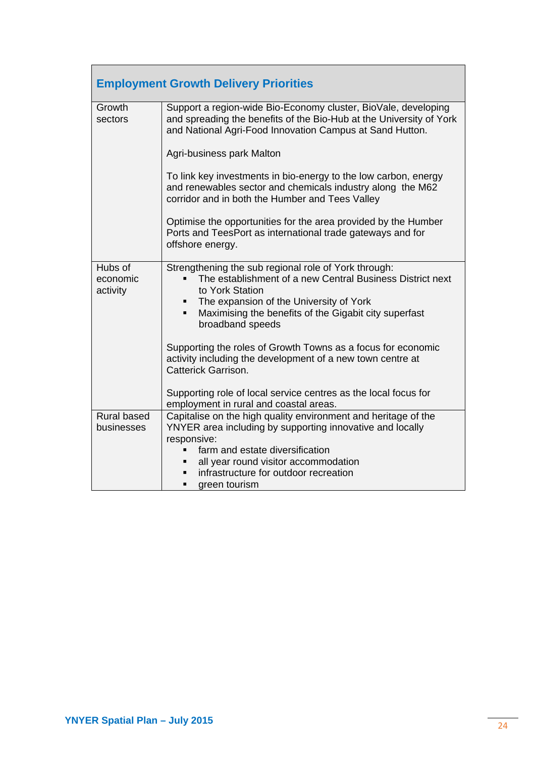| Employment Growth Delivery Priorities | |
|---|---|
| Growth sectors | Support a region-wide Bio-Economy cluster, BioVale, developing and spreading the benefits of the Bio-Hub at the University of York and National Agri-Food Innovation Campus at Sand Hutton.<br><br>Agri-business park Malton<br><br>To link key investments in bio-energy to the low carbon, energy and renewables sector and chemicals industry along the M62 corridor and in both the Humber and Tees Valley<br><br>Optimise the opportunities for the area provided by the Humber Ports and TeesPort as international trade gateways and for offshore energy. |
| Hubs of economic activity | Strengthening the sub regional role of York through:<br>▪ The establishment of a new Central Business District next to York Station<br>▪ The expansion of the University of York<br>▪ Maximising the benefits of the Gigabit city superfast broadband speeds<br><br>Supporting the roles of Growth Towns as a focus for economic activity including the development of a new town centre at Catterick Garrison.<br><br>Supporting role of local service centres as the local focus for employment in rural and coastal areas. |
| Rural based businesses | Capitalise on the high quality environment and heritage of the YNYER area including by supporting innovative and locally responsive:<br>▪ farm and estate diversification<br>▪ all year round visitor accommodation<br>▪ infrastructure for outdoor recreation<br>▪ green tourism |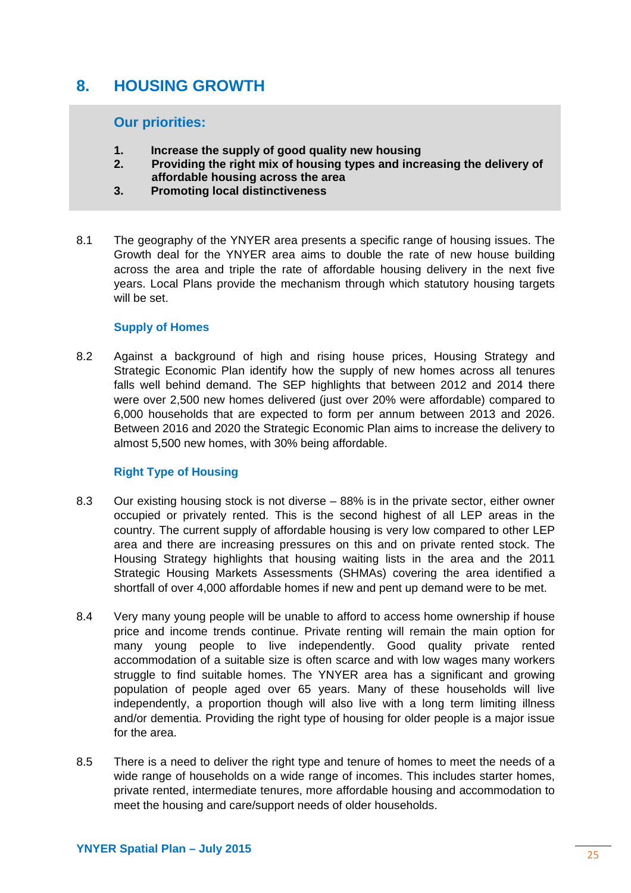# 8. HOUSING GROWTH

## Our priorities:

1. **Increase the supply of good quality new housing**
2. **Providing the right mix of housing types and increasing the delivery of affordable housing across the area**
3. **Promoting local distinctiveness**

8.1 The geography of the YNYER area presents a specific range of housing issues. The Growth deal for the YNYER area aims to double the rate of new house building across the area and triple the rate of affordable housing delivery in the next five years. Local Plans provide the mechanism through which statutory housing targets will be set.

### Supply of Homes

8.2 Against a background of high and rising house prices, Housing Strategy and Strategic Economic Plan identify how the supply of new homes across all tenures falls well behind demand. The SEP highlights that between 2012 and 2014 there were over 2,500 new homes delivered (just over 20% were affordable) compared to 6,000 households that are expected to form per annum between 2013 and 2026. Between 2016 and 2020 the Strategic Economic Plan aims to increase the delivery to almost 5,500 new homes, with 30% being affordable.

### Right Type of Housing

8.3 Our existing housing stock is not diverse – 88% is in the private sector, either owner occupied or privately rented. This is the second highest of all LEP areas in the country. The current supply of affordable housing is very low compared to other LEP area and there are increasing pressures on this and on private rented stock. The Housing Strategy highlights that housing waiting lists in the area and the 2011 Strategic Housing Markets Assessments (SHMAs) covering the area identified a shortfall of over 4,000 affordable homes if new and pent up demand were to be met.

8.4 Very many young people will be unable to afford to access home ownership if house price and income trends continue. Private renting will remain the main option for many young people to live independently. Good quality private rented accommodation of a suitable size is often scarce and with low wages many workers struggle to find suitable homes. The YNYER area has a significant and growing population of people aged over 65 years. Many of these households will live independently, a proportion though will also live with a long term limiting illness and/or dementia. Providing the right type of housing for older people is a major issue for the area.

8.5 There is a need to deliver the right type and tenure of homes to meet the needs of a wide range of households on a wide range of incomes. This includes starter homes, private rented, intermediate tenures, more affordable housing and accommodation to meet the housing and care/support needs of older households.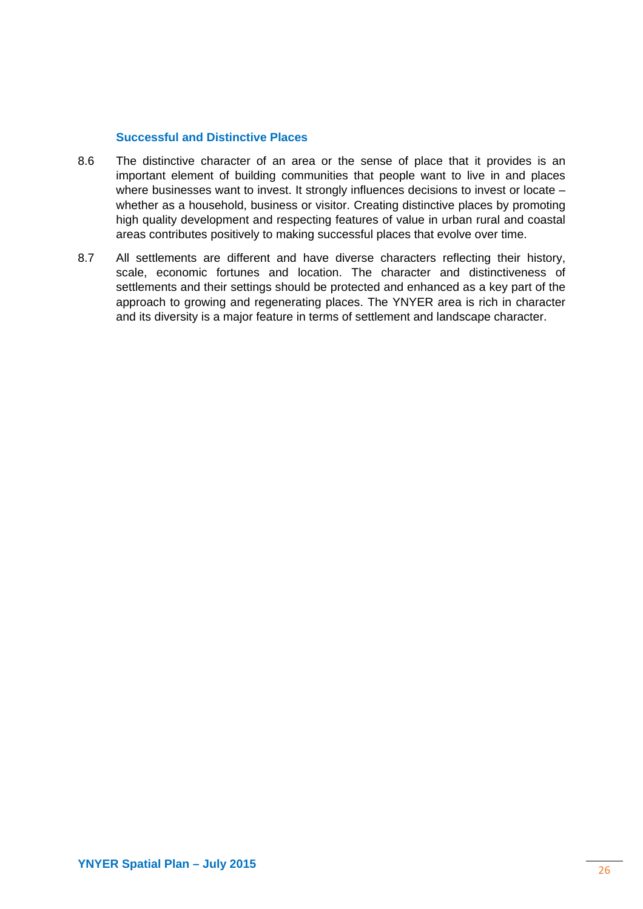### Successful and Distinctive Places

8.6 The distinctive character of an area or the sense of place that it provides is an important element of building communities that people want to live in and places where businesses want to invest. It strongly influences decisions to invest or locate – whether as a household, business or visitor. Creating distinctive places by promoting high quality development and respecting features of value in urban rural and coastal areas contributes positively to making successful places that evolve over time.

8.7 All settlements are different and have diverse characters reflecting their history, scale, economic fortunes and location. The character and distinctiveness of settlements and their settings should be protected and enhanced as a key part of the approach to growing and regenerating places. The YNYER area is rich in character and its diversity is a major feature in terms of settlement and landscape character.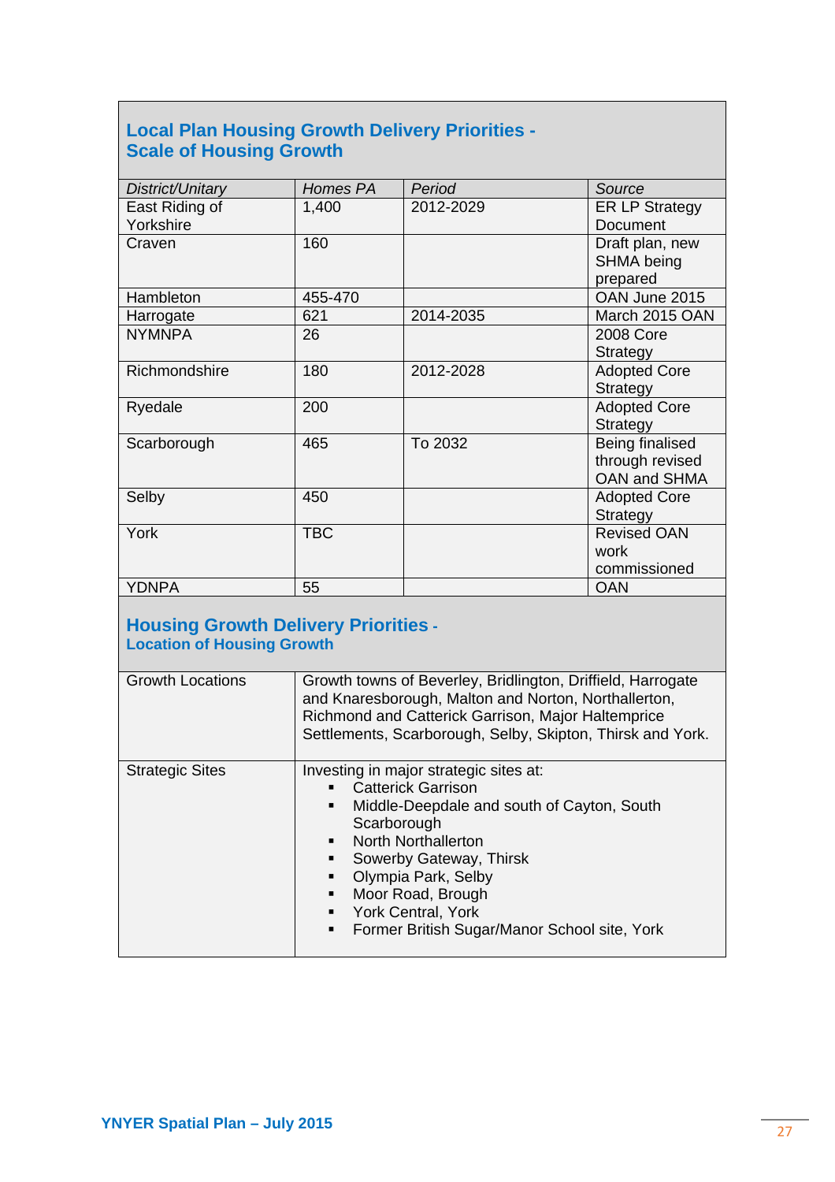## Local Plan Housing Growth Delivery Priorities - Scale of Housing Growth

| *District/Unitary* | *Homes PA* | *Period* | *Source* |
|---|---|---|---|
| East Riding of Yorkshire | 1,400 | 2012-2029 | ER LP Strategy Document |
| Craven | 160 | | Draft plan, new SHMA being prepared |
| Hambleton | 455-470 | | OAN June 2015 |
| Harrogate | 621 | 2014-2035 | March 2015 OAN |
| NYMNPA | 26 | | 2008 Core Strategy |
| Richmondshire | 180 | 2012-2028 | Adopted Core Strategy |
| Ryedale | 200 | | Adopted Core Strategy |
| Scarborough | 465 | To 2032 | Being finalised through revised OAN and SHMA |
| Selby | 450 | | Adopted Core Strategy |
| York | TBC | | Revised OAN work commissioned |
| YDNPA | 55 | | OAN |

## Housing Growth Delivery Priorities - Location of Housing Growth

| | |
|---|---|
| Growth Locations | Growth towns of Beverley, Bridlington, Driffield, Harrogate and Knaresborough, Malton and Norton, Northallerton, Richmond and Catterick Garrison, Major Haltemprice Settlements, Scarborough, Selby, Skipton, Thirsk and York. |
| Strategic Sites | Investing in major strategic sites at:<br>▪ Catterick Garrison<br>▪ Middle-Deepdale and south of Cayton, South Scarborough<br>▪ North Northallerton<br>▪ Sowerby Gateway, Thirsk<br>▪ Olympia Park, Selby<br>▪ Moor Road, Brough<br>▪ York Central, York<br>▪ Former British Sugar/Manor School site, York |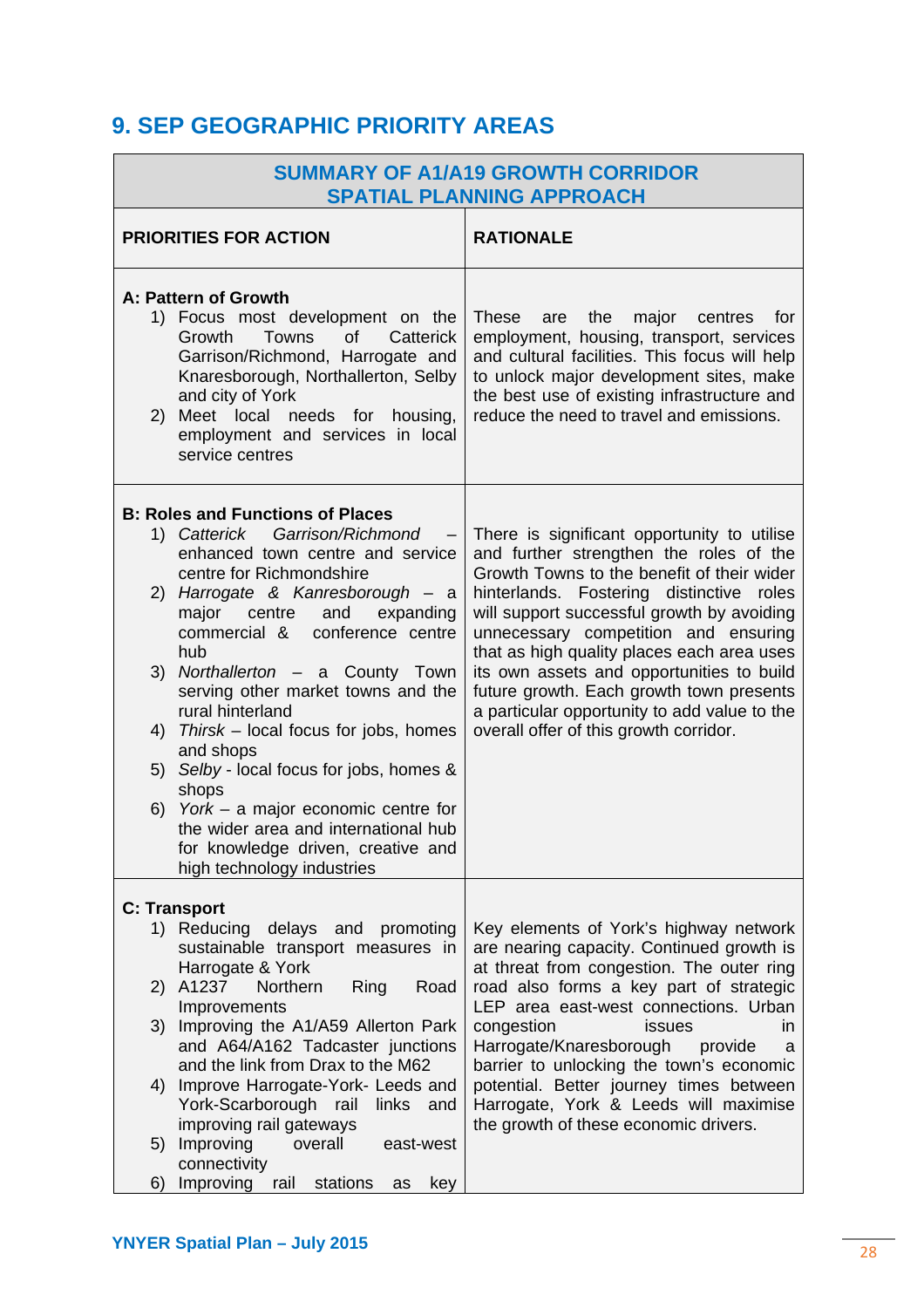## 9. SEP GEOGRAPHIC PRIORITY AREAS

| SUMMARY OF A1/A19 GROWTH CORRIDOR SPATIAL PLANNING APPROACH | |
|---|---|
| **PRIORITIES FOR ACTION** | **RATIONALE** |
| **A: Pattern of Growth**<br>1) Focus most development on the Growth Towns of Catterick Garrison/Richmond, Harrogate and Knaresborough, Northallerton, Selby and city of York<br>2) Meet local needs for housing, employment and services in local service centres | These are the major centres for employment, housing, transport, services and cultural facilities. This focus will help to unlock major development sites, make the best use of existing infrastructure and reduce the need to travel and emissions. |
| **B: Roles and Functions of Places**<br>1) *Catterick Garrison/Richmond* – enhanced town centre and service centre for Richmondshire<br>2) *Harrogate & Kanresborough* – a major centre and expanding commercial & conference centre hub<br>3) *Northallerton* – a County Town serving other market towns and the rural hinterland<br>4) *Thirsk* – local focus for jobs, homes and shops<br>5) *Selby* - local focus for jobs, homes & shops<br>6) *York* – a major economic centre for the wider area and international hub for knowledge driven, creative and high technology industries | There is significant opportunity to utilise and further strengthen the roles of the Growth Towns to the benefit of their wider hinterlands. Fostering distinctive roles will support successful growth by avoiding unnecessary competition and ensuring that as high quality places each area uses its own assets and opportunities to build future growth. Each growth town presents a particular opportunity to add value to the overall offer of this growth corridor. |
| **C: Transport**<br>1) Reducing delays and promoting sustainable transport measures in Harrogate & York<br>2) A1237 Northern Ring Road Improvements<br>3) Improving the A1/A59 Allerton Park and A64/A162 Tadcaster junctions and the link from Drax to the M62<br>4) Improve Harrogate-York- Leeds and York-Scarborough rail links and improving rail gateways<br>5) Improving overall east-west connectivity<br>6) Improving rail stations as key | Key elements of York's highway network are nearing capacity. Continued growth is at threat from congestion. The outer ring road also forms a key part of strategic LEP area east-west connections. Urban congestion issues in Harrogate/Knaresborough provide a barrier to unlocking the town's economic potential. Better journey times between Harrogate, York & Leeds will maximise the growth of these economic drivers. |

YNYER Spatial Plan – July 2015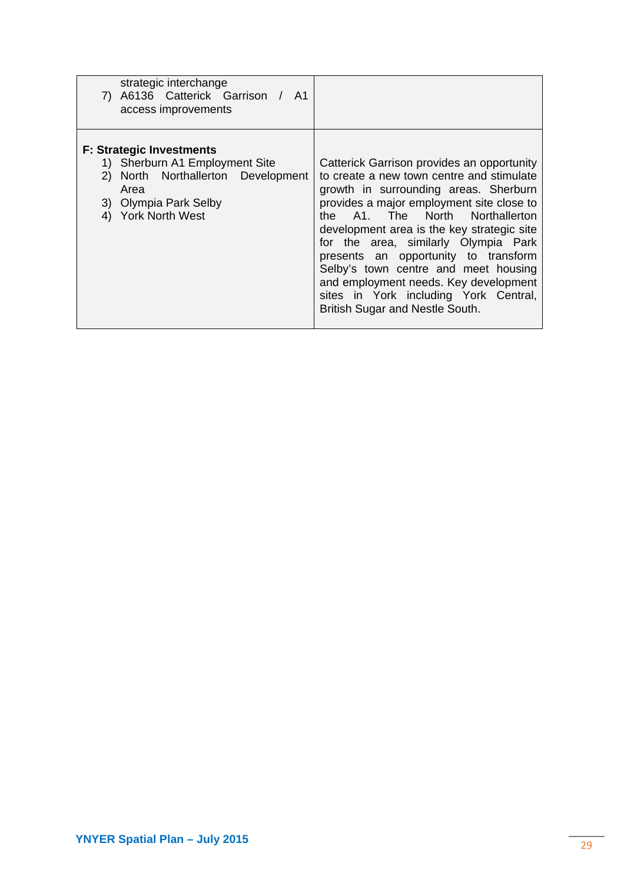| | |
|---|---|
| strategic interchange<br>7) A6136 Catterick Garrison / A1 access improvements | |
| **F: Strategic Investments**<br>1) Sherburn A1 Employment Site<br>2) North Northallerton Development Area<br>3) Olympia Park Selby<br>4) York North West | Catterick Garrison provides an opportunity to create a new town centre and stimulate growth in surrounding areas. Sherburn provides a major employment site close to the A1. The North Northallerton development area is the key strategic site for the area, similarly Olympia Park presents an opportunity to transform Selby's town centre and meet housing and employment needs. Key development sites in York including York Central, British Sugar and Nestle South. |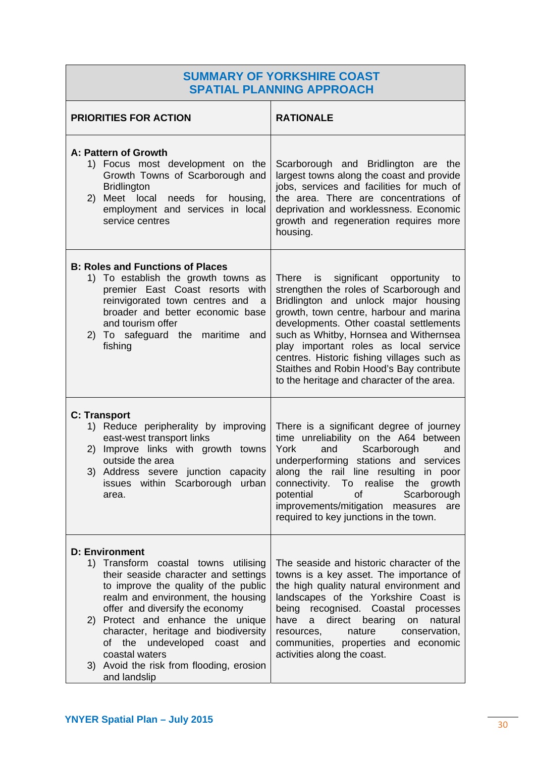| SUMMARY OF YORKSHIRE COAST SPATIAL PLANNING APPROACH | |
|---|---|
| **PRIORITIES FOR ACTION** | **RATIONALE** |
| **A: Pattern of Growth**<br>1) Focus most development on the Growth Towns of Scarborough and Bridlington<br>2) Meet local needs for housing, employment and services in local service centres | Scarborough and Bridlington are the largest towns along the coast and provide jobs, services and facilities for much of the area. There are concentrations of deprivation and worklessness. Economic growth and regeneration requires more housing. |
| **B: Roles and Functions of Places**<br>1) To establish the growth towns as premier East Coast resorts with reinvigorated town centres and a broader and better economic base and tourism offer<br>2) To safeguard the maritime and fishing | There is significant opportunity to strengthen the roles of Scarborough and Bridlington and unlock major housing growth, town centre, harbour and marina developments. Other coastal settlements such as Whitby, Hornsea and Withernsea play important roles as local service centres. Historic fishing villages such as Staithes and Robin Hood's Bay contribute to the heritage and character of the area. |
| **C: Transport**<br>1) Reduce peripherality by improving east-west transport links<br>2) Improve links with growth towns outside the area<br>3) Address severe junction capacity issues within Scarborough urban area. | There is a significant degree of journey time unreliability on the A64 between York and Scarborough and underperforming stations and services along the rail line resulting in poor connectivity. To realise the growth potential of Scarborough improvements/mitigation measures are required to key junctions in the town. |
| **D: Environment**<br>1) Transform coastal towns utilising their seaside character and settings to improve the quality of the public realm and environment, the housing offer and diversify the economy<br>2) Protect and enhance the unique character, heritage and biodiversity of the undeveloped coast and coastal waters<br>3) Avoid the risk from flooding, erosion and landslip | The seaside and historic character of the towns is a key asset. The importance of the high quality natural environment and landscapes of the Yorkshire Coast is being recognised. Coastal processes have a direct bearing on natural resources, nature conservation, communities, properties and economic activities along the coast. |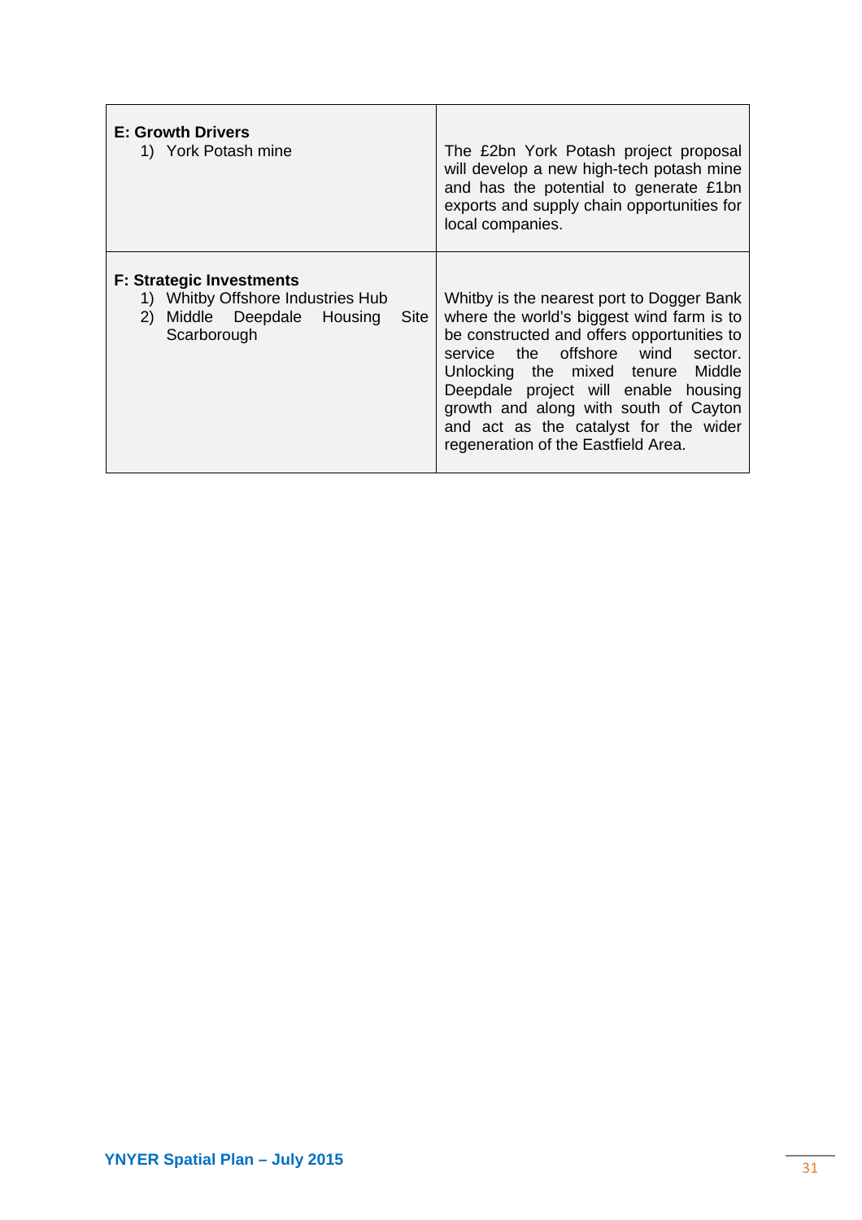| | |
|---|---|
| **E: Growth Drivers**<br>1) York Potash mine | The £2bn York Potash project proposal will develop a new high-tech potash mine and has the potential to generate £1bn exports and supply chain opportunities for local companies. |
| **F: Strategic Investments**<br>1) Whitby Offshore Industries Hub<br>2) Middle Deepdale Housing Site Scarborough | Whitby is the nearest port to Dogger Bank where the world's biggest wind farm is to be constructed and offers opportunities to service the offshore wind sector. Unlocking the mixed tenure Middle Deepdale project will enable housing growth and along with south of Cayton and act as the catalyst for the wider regeneration of the Eastfield Area. |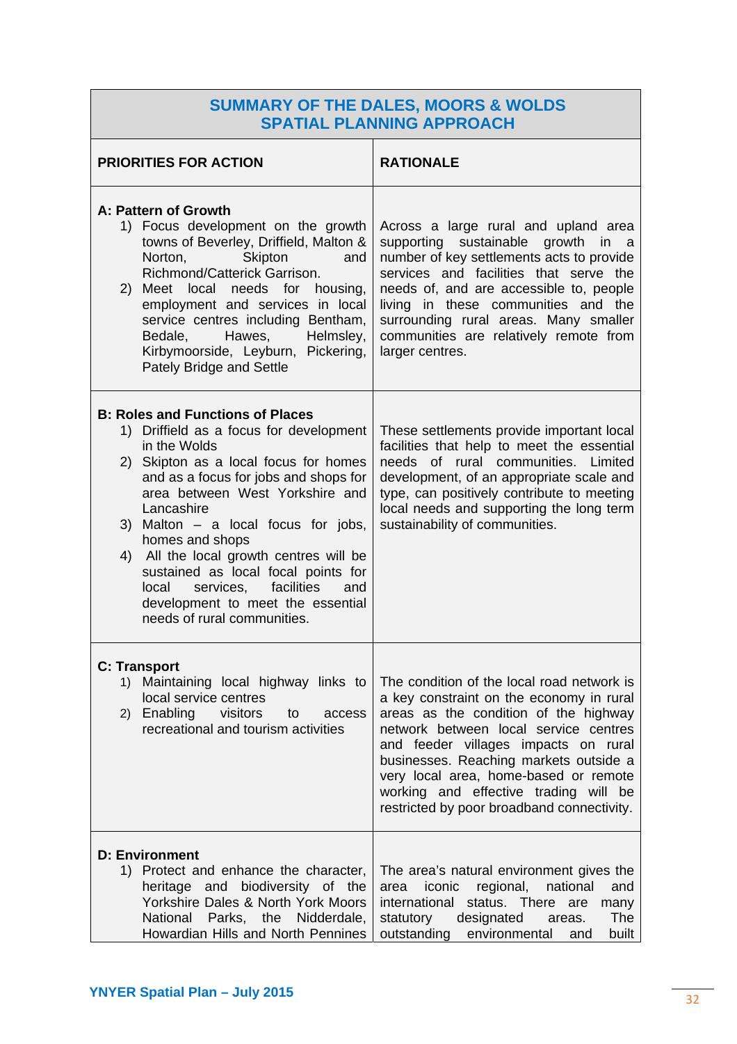| SUMMARY OF THE DALES, MOORS & WOLDS SPATIAL PLANNING APPROACH | |
|---|---|
| **PRIORITIES FOR ACTION** | **RATIONALE** |
| **A: Pattern of Growth**<br>1) Focus development on the growth towns of Beverley, Driffield, Malton & Norton, Skipton and Richmond/Catterick Garrison.<br>2) Meet local needs for housing, employment and services in local service centres including Bentham, Bedale, Hawes, Helmsley, Kirbymoorside, Leyburn, Pickering, Pately Bridge and Settle | Across a large rural and upland area supporting sustainable growth in a number of key settlements acts to provide services and facilities that serve the needs of, and are accessible to, people living in these communities and the surrounding rural areas. Many smaller communities are relatively remote from larger centres. |
| **B: Roles and Functions of Places**<br>1) Driffield as a focus for development in the Wolds<br>2) Skipton as a local focus for homes and as a focus for jobs and shops for area between West Yorkshire and Lancashire<br>3) Malton – a local focus for jobs, homes and shops<br>4) All the local growth centres will be sustained as local focal points for local services, facilities and development to meet the essential needs of rural communities. | These settlements provide important local facilities that help to meet the essential needs of rural communities. Limited development, of an appropriate scale and type, can positively contribute to meeting local needs and supporting the long term sustainability of communities. |
| **C: Transport**<br>1) Maintaining local highway links to local service centres<br>2) Enabling visitors to access recreational and tourism activities | The condition of the local road network is a key constraint on the economy in rural areas as the condition of the highway network between local service centres and feeder villages impacts on rural businesses. Reaching markets outside a very local area, home-based or remote working and effective trading will be restricted by poor broadband connectivity. |
| **D: Environment**<br>1) Protect and enhance the character, heritage and biodiversity of the Yorkshire Dales & North York Moors National Parks, the Nidderdale, Howardian Hills and North Pennines | The area's natural environment gives the area iconic regional, national and international status. There are many statutory designated areas. The outstanding environmental and built |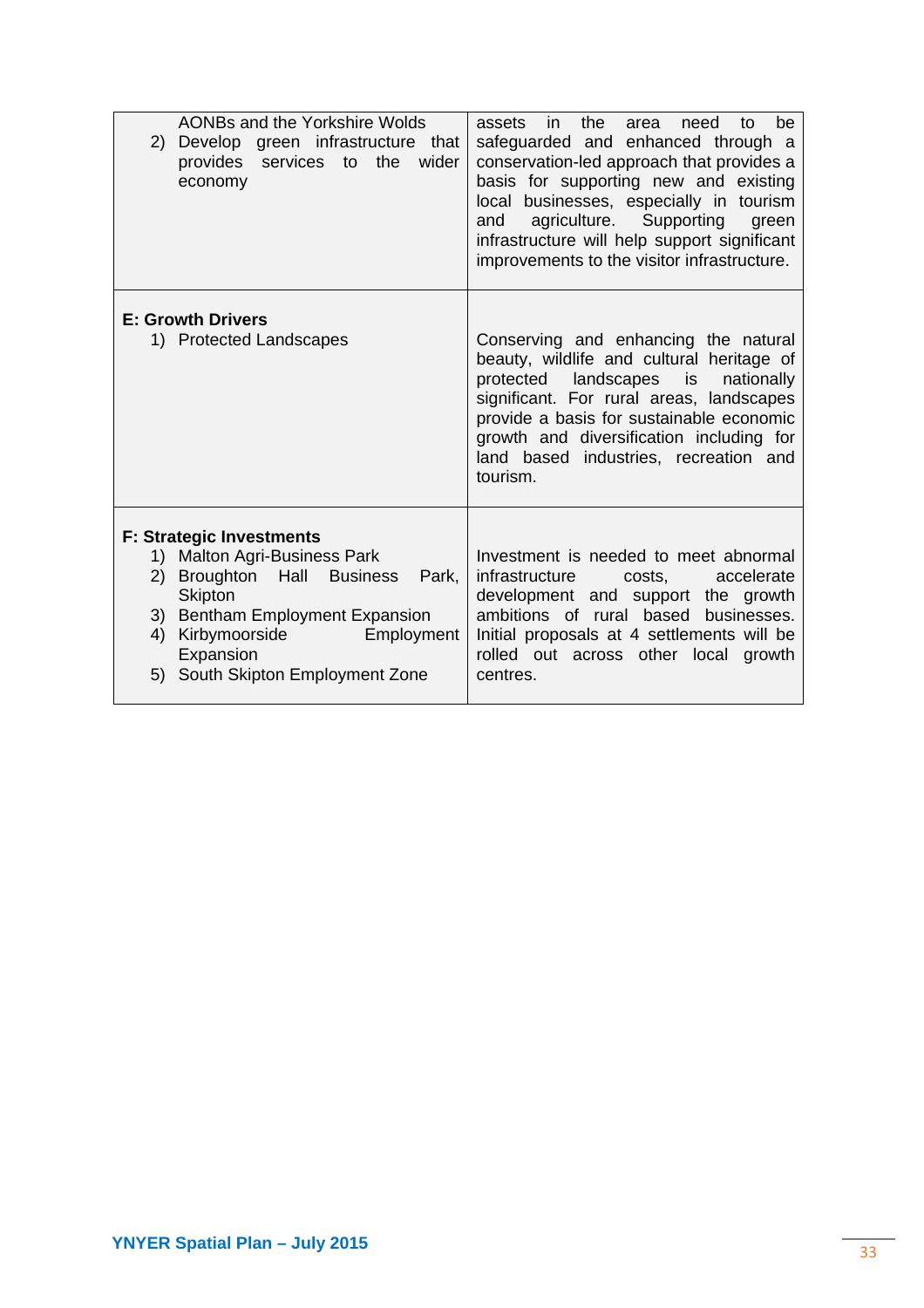| | |
|---|---|
| AONBs and the Yorkshire Wolds<br>2) Develop green infrastructure that provides services to the wider economy | assets in the area need to be safeguarded and enhanced through a conservation-led approach that provides a basis for supporting new and existing local businesses, especially in tourism and agriculture. Supporting green infrastructure will help support significant improvements to the visitor infrastructure. |
| **E: Growth Drivers**<br>1) Protected Landscapes | Conserving and enhancing the natural beauty, wildlife and cultural heritage of protected landscapes is nationally significant. For rural areas, landscapes provide a basis for sustainable economic growth and diversification including for land based industries, recreation and tourism. |
| **F: Strategic Investments**<br>1) Malton Agri-Business Park<br>2) Broughton Hall Business Park, Skipton<br>3) Bentham Employment Expansion<br>4) Kirbymoorside Employment Expansion<br>5) South Skipton Employment Zone | Investment is needed to meet abnormal infrastructure costs, accelerate development and support the growth ambitions of rural based businesses. Initial proposals at 4 settlements will be rolled out across other local growth centres. |